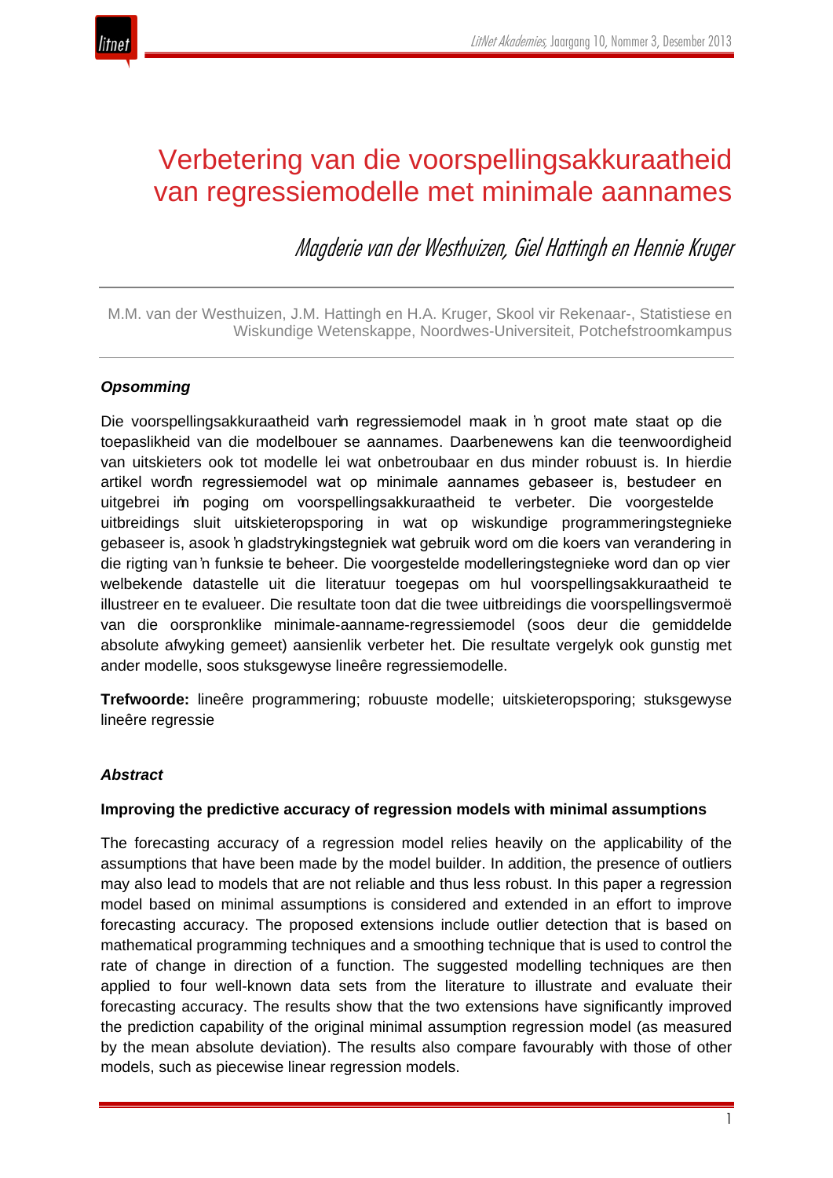# Verbetering van die voorspellingsakkuraatheid van regressiemodelle met minimale aannames

*Magderie van der Westhuizen, Giel Hattingh en Hennie Kruger*

M.M. van der Westhuizen, J.M. Hattingh en H.A. Kruger, Skool vir Rekenaar-, Statistiese en Wiskundige Wetenskappe, Noordwes-Universiteit, Potchefstroomkampus

### *Opsomming*

Die voorspellingsakkuraatheid van 'n regressiemodel maak in 'n groot mate staat op die toepaslikheid van die modelbouer se aannames. Daarbenewens kan die teenwoordigheid van uitskieters ook tot modelle lei wat onbetroubaar en dus minder robuust is. In hierdie artikel word 'n regressiemodel wat op minimale aannames gebaseer is, bestudeer en uitgebrei in 'n poging om voorspellingsakkuraatheid te verbeter. Die voorgestelde uitbreidings sluit uitskieteropsporing in wat op wiskundige programmeringstegnieke gebaseer is, asook 'n gladstrykingstegniek wat gebruik word om die koers van verandering in die rigting van 'n funksie te beheer. Die voorgestelde modelleringstegnieke word dan op vier welbekende datastelle uit die literatuur toegepas om hul voorspellingsakkuraatheid te illustreer en te evalueer. Die resultate toon dat die twee uitbreidings die voorspellingsvermoë van die oorspronklike minimale-aanname-regressiemodel (soos deur die gemiddelde absolute afwyking gemeet) aansienlik verbeter het. Die resultate vergelyk ook gunstig met ander modelle, soos stuksgewyse lineêre regressiemodelle.

**Trefwoorde:** lineêre programmering; robuuste modelle; uitskieteropsporing; stuksgewyse lineêre regressie

### *Abstract*

**Improving the predictive accuracy of regression models with minimal assumptions**

The forecasting accuracy of a regression model relies heavily on the applicability of the assumptions that have been made by the model builder. In addition, the presence of outliers may also lead to models that are not reliable and thus less robust. In this paper a regression model based on minimal assumptions is considered and extended in an effort to improve forecasting accuracy. The proposed extensions include outlier detection that is based on mathematical programming techniques and a smoothing technique that is used to control the rate of change in direction of a function. The suggested modelling techniques are then applied to four well-known data sets from the literature to illustrate and evaluate their forecasting accuracy. The results show that the two extensions have significantly improved the prediction capability of the original minimal assumption regression model (as measured by the mean absolute deviation). The results also compare favourably with those of other models, such as piecewise linear regression models.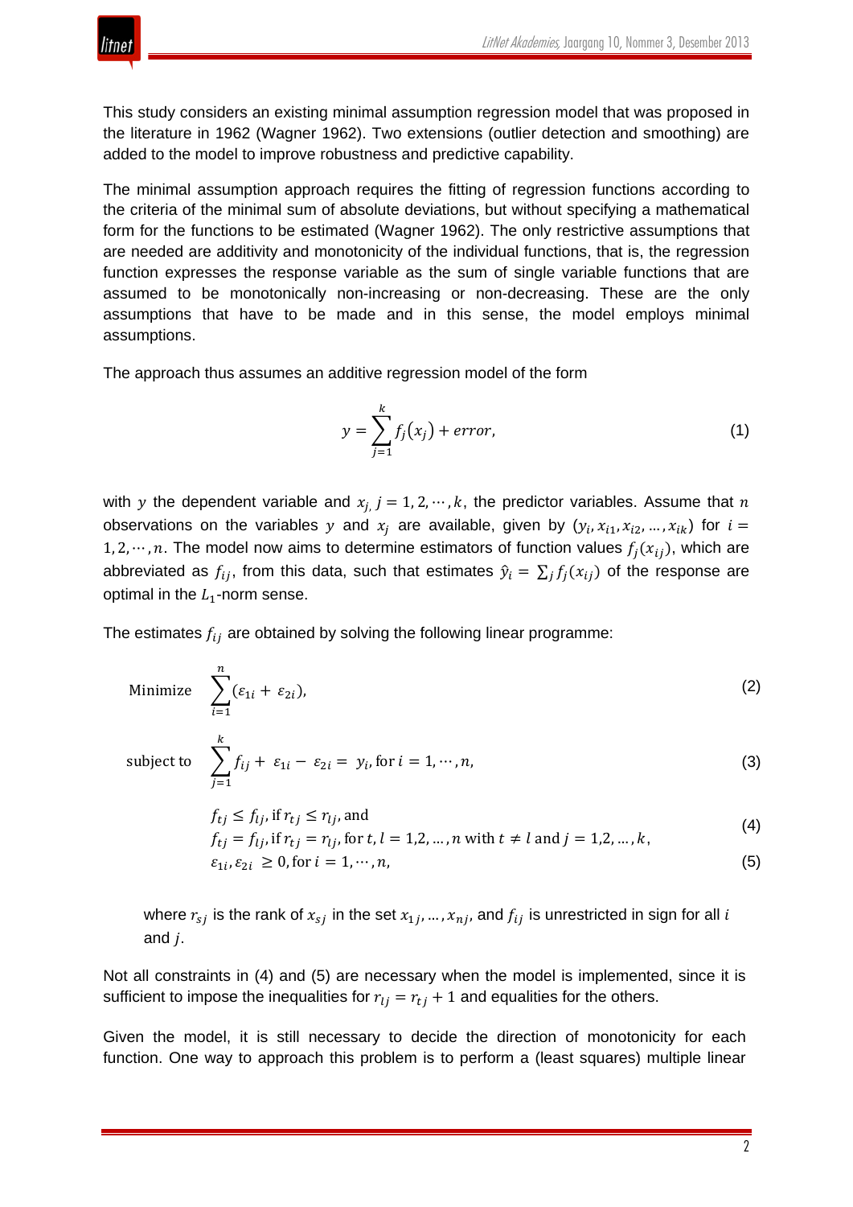This study considers an existing minimal assumption regression model that was proposed in the literature in 1962 (Wagner 1962). Two extensions (outlier detection and smoothing) are added to the model to improve robustness and predictive capability.

The minimal assumption approach requires the fitting of regression functions according to the criteria of the minimal sum of absolute deviations, but without specifying a mathematical form for the functions to be estimated (Wagner 1962). The only restrictive assumptions that are needed are additivity and monotonicity of the individual functions, that is, the regression function expresses the response variable as the sum of single variable functions that are assumed to be monotonically non-increasing or non-decreasing. These are the only assumptions that have to be made and in this sense, the model employs minimal assumptions.

The approach thus assumes an additive regression model of the form

$$y = \sum_{j=1}^{k} f_j(x_j) + error, \tag{1}$$

with $y$ the dependent variable and $x_j,\ j = 1, 2, \cdots, k$, the predictor variables. Assume that $n$ observations on the variables $y$ and $x_j$ are available, given by $(y_i, x_{i1}, x_{i2}, \ldots, x_{ik})$ for $i = 1, 2, \cdots, n$. The model now aims to determine estimators of function values $f_j(x_{ij})$, which are abbreviated as $f_{ij}$, from this data, such that estimates $\hat{y}_i = \sum_j f_j(x_{ij})$ of the response are optimal in the $L_1$-norm sense.

The estimates $f_{ij}$ are obtained by solving the following linear programme:

$$\text{Minimize} \quad \sum_{i=1}^{n} (\varepsilon_{1i} + \varepsilon_{2i}), \tag{2}$$

$$\text{subject to} \quad \sum_{j=1}^{k} f_{ij} + \varepsilon_{1i} - \varepsilon_{2i} = y_i, \text{ for } i = 1, \cdots, n, \tag{3}$$

$$\begin{aligned} &f_{tj} \leq f_{lj}, \text{ if } r_{tj} \leq r_{lj}, \text{ and} \\ &f_{tj} = f_{lj}, \text{ if } r_{tj} = r_{lj}, \text{ for } t, l = 1, 2, \ldots, n \text{ with } t \neq l \text{ and } j = 1, 2, \ldots, k, \end{aligned} \tag{4}$$

$$\varepsilon_{1i}, \varepsilon_{2i} \geq 0, \text{ for } i = 1, \cdots, n, \tag{5}$$

where $r_{sj}$ is the rank of $x_{sj}$ in the set $x_{1j}, \ldots, x_{nj}$, and $f_{ij}$ is unrestricted in sign for all $i$ and $j$.

Not all constraints in (4) and (5) are necessary when the model is implemented, since it is sufficient to impose the inequalities for $r_{lj} = r_{tj} + 1$ and equalities for the others.

Given the model, it is still necessary to decide the direction of monotonicity for each function. One way to approach this problem is to perform a (least squares) multiple linear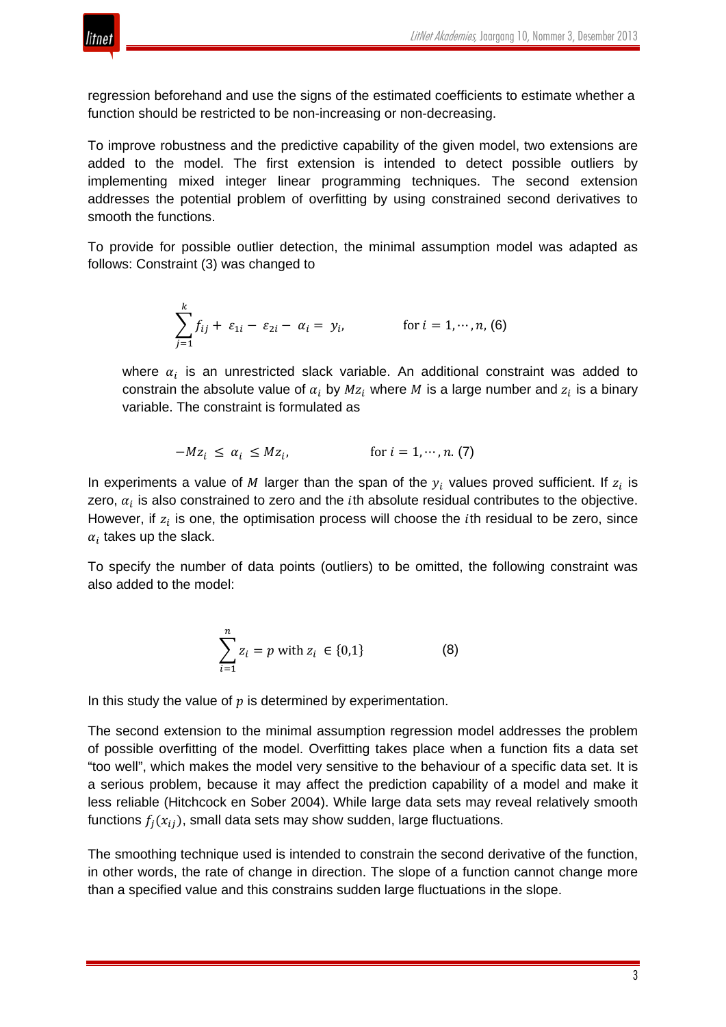regression beforehand and use the signs of the estimated coefficients to estimate whether a function should be restricted to be non-increasing or non-decreasing.

To improve robustness and the predictive capability of the given model, two extensions are added to the model. The first extension is intended to detect possible outliers by implementing mixed integer linear programming techniques. The second extension addresses the potential problem of overfitting by using constrained second derivatives to smooth the functions.

To provide for possible outlier detection, the minimal assumption model was adapted as follows: Constraint (3) was changed to

$$\sum_{j=1}^{k} f_{ij} + \varepsilon_{1i} - \varepsilon_{2i} - \alpha_i = y_i, \qquad \text{for } i = 1, \cdots, n, \ (6)$$

where $\alpha_i$ is an unrestricted slack variable. An additional constraint was added to constrain the absolute value of $\alpha_i$ by $Mz_i$ where $M$ is a large number and $z_i$ is a binary variable. The constraint is formulated as

$$-Mz_i \leq \alpha_i \leq Mz_i, \qquad \text{for } i = 1, \cdots, n. \ (7)$$

In experiments a value of $M$ larger than the span of the $y_i$ values proved sufficient. If $z_i$ is zero, $\alpha_i$ is also constrained to zero and the $i$th absolute residual contributes to the objective. However, if $z_i$ is one, the optimisation process will choose the $i$th residual to be zero, since $\alpha_i$ takes up the slack.

To specify the number of data points (outliers) to be omitted, the following constraint was also added to the model:

$$\sum_{i=1}^{n} z_i = p \text{ with } z_i \in \{0,1\} \qquad (8)$$

In this study the value of $p$ is determined by experimentation.

The second extension to the minimal assumption regression model addresses the problem of possible overfitting of the model. Overfitting takes place when a function fits a data set "too well", which makes the model very sensitive to the behaviour of a specific data set. It is a serious problem, because it may affect the prediction capability of a model and make it less reliable (Hitchcock en Sober 2004). While large data sets may reveal relatively smooth functions $f_j(x_{ij})$, small data sets may show sudden, large fluctuations.

The smoothing technique used is intended to constrain the second derivative of the function, in other words, the rate of change in direction. The slope of a function cannot change more than a specified value and this constrains sudden large fluctuations in the slope.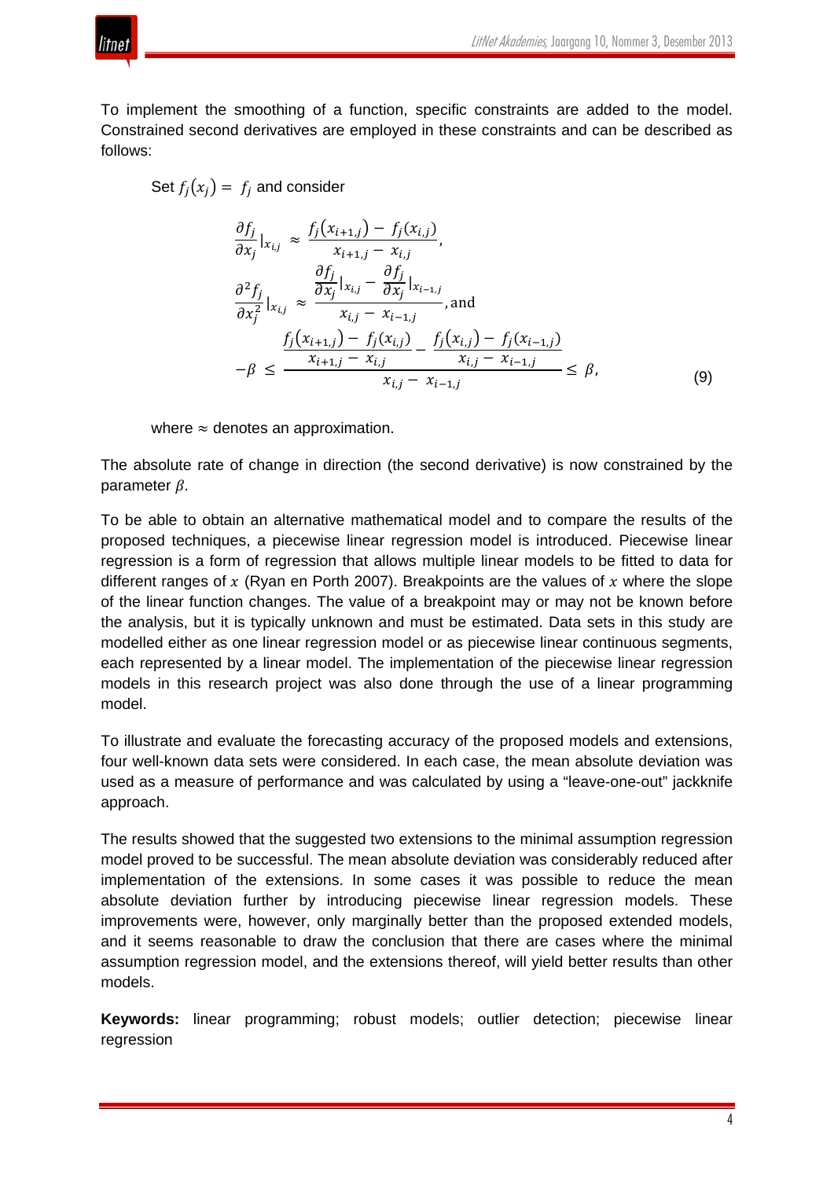To implement the smoothing of a function, specific constraints are added to the model. Constrained second derivatives are employed in these constraints and can be described as follows:

Set $f_j(x_j) = f_j$ and consider

$$
\begin{aligned}
\frac{\partial f_j}{\partial x_j}\Big|_{x_{i,j}} &\approx \frac{f_j(x_{i+1,j}) - f_j(x_{i,j})}{x_{i+1,j} - x_{i,j}}, \\
\frac{\partial^2 f_j}{\partial x_j^2}\Big|_{x_{i,j}} &\approx \frac{\frac{\partial f_j}{\partial x_j}\Big|_{x_{i,j}} - \frac{\partial f_j}{\partial x_j}\Big|_{x_{i-1,j}}}{x_{i,j} - x_{i-1,j}}, \text{and} \\
-\beta \le &\frac{\frac{f_j(x_{i+1,j}) - f_j(x_{i,j})}{x_{i+1,j} - x_{i,j}} - \frac{f_j(x_{i,j}) - f_j(x_{i-1,j})}{x_{i,j} - x_{i-1,j}}}{x_{i,j} - x_{i-1,j}} \le \beta,
\end{aligned}
\tag{9}
$$

where $\approx$ denotes an approximation.

The absolute rate of change in direction (the second derivative) is now constrained by the parameter $\beta$.

To be able to obtain an alternative mathematical model and to compare the results of the proposed techniques, a piecewise linear regression model is introduced. Piecewise linear regression is a form of regression that allows multiple linear models to be fitted to data for different ranges of $x$ (Ryan en Porth 2007). Breakpoints are the values of $x$ where the slope of the linear function changes. The value of a breakpoint may or may not be known before the analysis, but it is typically unknown and must be estimated. Data sets in this study are modelled either as one linear regression model or as piecewise linear continuous segments, each represented by a linear model. The implementation of the piecewise linear regression models in this research project was also done through the use of a linear programming model.

To illustrate and evaluate the forecasting accuracy of the proposed models and extensions, four well-known data sets were considered. In each case, the mean absolute deviation was used as a measure of performance and was calculated by using a "leave-one-out" jackknife approach.

The results showed that the suggested two extensions to the minimal assumption regression model proved to be successful. The mean absolute deviation was considerably reduced after implementation of the extensions. In some cases it was possible to reduce the mean absolute deviation further by introducing piecewise linear regression models. These improvements were, however, only marginally better than the proposed extended models, and it seems reasonable to draw the conclusion that there are cases where the minimal assumption regression model, and the extensions thereof, will yield better results than other models.

**Keywords:** linear programming; robust models; outlier detection; piecewise linear regression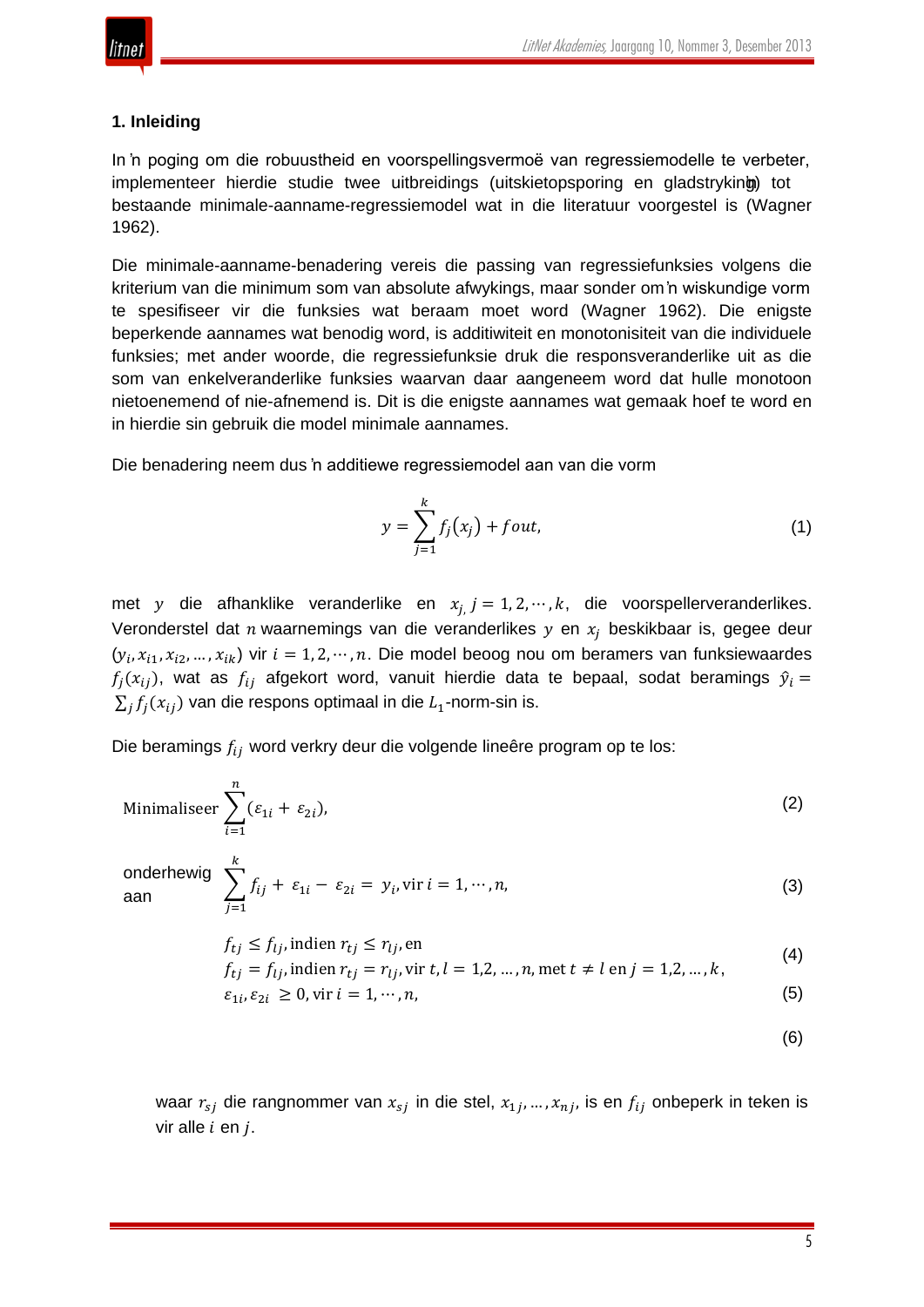## 1. Inleiding

In 'n poging om die robuustheid en voorspellingsvermoë van regressiemodelle te verbeter, implementeer hierdie studie twee uitbreidings (uitskietopsporing en gladstryking) tot bestaande minimale-aanname-regressiemodel wat in die literatuur voorgestel is (Wagner 1962).

Die minimale-aanname-benadering vereis die passing van regressiefunksies volgens die kriterium van die minimum som van absolute afwykings, maar sonder om 'n wiskundige vorm te spesifiseer vir die funksies wat beraam moet word (Wagner 1962). Die enigste beperkende aannames wat benodig word, is additiwiteit en monotonisiteit van die individuele funksies; met ander woorde, die regressiefunksie druk die responsveranderlike uit as die som van enkelveranderlike funksies waarvan daar aangeneem word dat hulle monotoon nietoenemend of nie-afnemend is. Dit is die enigste aannames wat gemaak hoef te word en in hierdie sin gebruik die model minimale aannames.

Die benadering neem dus 'n additiewe regressiemodel aan van die vorm

$$y = \sum_{j=1}^{k} f_j(x_j) + fout, \tag{1}$$

met $y$ die afhanklike veranderlike en $x_{j,}\ j = 1, 2, \cdots, k$, die voorspellerveranderlikes. Veronderstel dat $n$ waarnemings van die veranderlikes $y$ en $x_j$ beskikbaar is, gegee deur $(y_i, x_{i1}, x_{i2}, \ldots, x_{ik})$ vir $i = 1, 2, \cdots, n$. Die model beoog nou om beramers van funksiewaardes $f_j(x_{ij})$, wat as $f_{ij}$ afgekort word, vanuit hierdie data te bepaal, sodat beramings $\hat{y}_i = \sum_j f_j(x_{ij})$ van die respons optimaal in die $L_1$-norm-sin is.

Die berамings $f_{ij}$ word verkry deur die volgende lineêre program op te los:

$$\text{Minimaliseer} \sum_{i=1}^{n} (\varepsilon_{1i} + \varepsilon_{2i}), \tag{2}$$

onderhewig aan

$$\sum_{j=1}^{k} f_{ij} + \varepsilon_{1i} - \varepsilon_{2i} = y_i, \text{vir } i = 1, \cdots, n, \tag{3}$$

$$f_{tj} \leq f_{lj}, \text{indien } r_{tj} \leq r_{lj}, \text{en}$$
$$f_{tj} = f_{lj}, \text{indien } r_{tj} = r_{lj}, \text{vir } t, l = 1,2, \ldots, n, \text{met } t \neq l \text{ en } j = 1,2, \ldots, k, \tag{4}$$

$$\varepsilon_{1i}, \varepsilon_{2i} \geq 0, \text{vir } i = 1, \cdots, n, \tag{5}$$

(6)

waar $r_{sj}$ die rangnommer van $x_{sj}$ in die stel, $x_{1j}, \ldots, x_{nj}$, is en $f_{ij}$ onbeperk in teken is vir alle $i$ en $j$.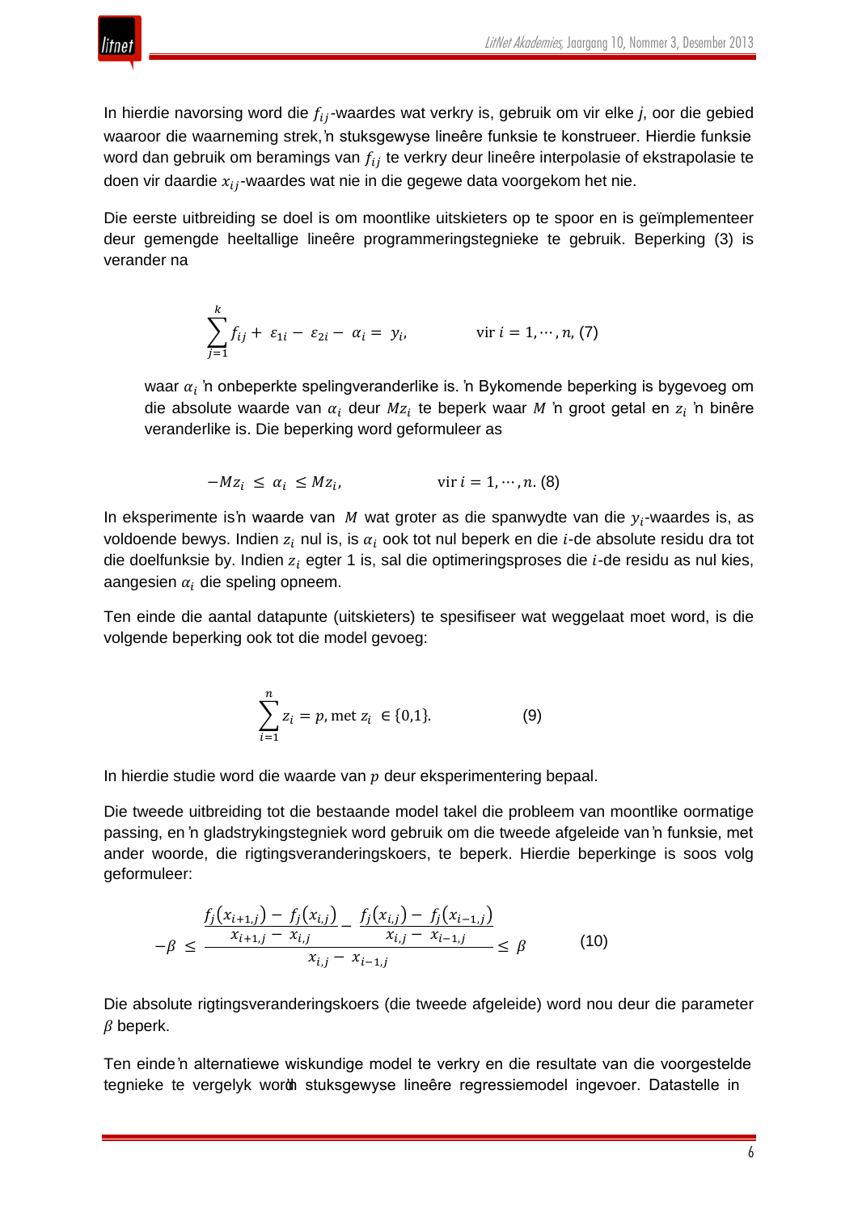In hierdie navorsing word die $f_{ij}$-waardes wat verkry is, gebruik om vir elke *j*, oor die gebied waaroor die waarneming strek, 'n stuksgewyse lineêre funksie te konstrueer. Hierdie funksie word dan gebruik om berämings van $f_{ij}$ te verkry deur lineêre interpolasie of ekstrapolasie te doen vir daardie $x_{ij}$-waardes wat nie in die gegewe data voorgekom het nie.

Die eerste uitbreiding se doel is om moontlike uitskieters op te spoor en is geïmplementeer deur gemengde heeltallige lineêre programmeringstegnieke te gebruik. Beperking (3) is verander na

$$\sum_{j=1}^{k} f_{ij} + \varepsilon_{1i} - \varepsilon_{2i} - \alpha_i = y_i, \qquad \text{vir } i = 1, \cdots, n, \quad (7)$$

waar $\alpha_i$ 'n onbeperkte spelingveranderlike is. 'n Bykomende beperking is bygevoeg om die absolute waarde van $\alpha_i$ deur $Mz_i$ te beperk waar $M$ 'n groot getal en $z_i$ 'n binêre veranderlike is. Die beperking word geformuleer as

$$-Mz_i \leq \alpha_i \leq Mz_i, \qquad \text{vir } i = 1, \cdots, n. \quad (8)$$

In eksperimente is'n waarde van $M$ wat groter as die spanwydte van die $y_i$-waardes is, as voldoende bewys. Indien $z_i$ nul is, is $\alpha_i$ ook tot nul beperk en die $i$-de absolute residu dra tot die doelfunksie by. Indien $z_i$ egter 1 is, sal die optimeringsproses die $i$-de residu as nul kies, aangesien $\alpha_i$ die speling opneem.

Ten einde die aantal datapunte (uitskieters) te spesifiseer wat weggelaat moet word, is die volgende beperking ook tot die model gevoeg:

$$\sum_{i=1}^{n} z_i = p, \text{met } z_i \in \{0,1\}. \qquad (9)$$

In hierdie studie word die waarde van $p$ deur eksperimentering bepaal.

Die tweede uitbreiding tot die bestaande model takel die probleem van moontlike oormatige passing, en 'n gladstrykingstegniek word gebruik om die tweede afgeleide van 'n funksie, met ander woorde, die rigtingsveranderingskoers, te beperk. Hierdie beperkinge is soos volg geformuleer:

$$-\beta \leq \frac{\dfrac{f_j(x_{i+1,j}) - f_j(x_{i,j})}{x_{i+1,j} - x_{i,j}} - \dfrac{f_j(x_{i,j}) - f_j(x_{i-1,j})}{x_{i,j} - x_{i-1,j}}}{x_{i,j} - x_{i-1,j}} \leq \beta \qquad (10)$$

Die absolute rigtingsveranderingskoers (die tweede afgeleide) word nou deur die parameter $\beta$ beperk.

Ten einde 'n alternatiewe wiskundige model te verkry en die resultate van die voorgestelde tegnieke te vergelyk word 'n stuksgewyse lineêre regressiemodel ingevoer. Datastelle in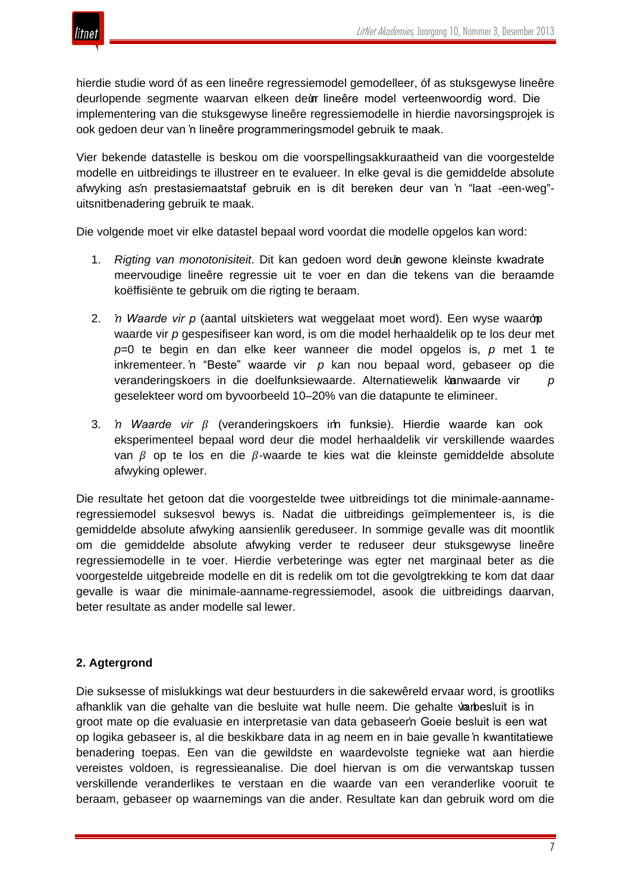hierdie studie word óf as een lineêre regressiemodel gemodelleer, óf as stuksgewyse lineêre deurlopende segmente waarvan elkeen deur 'n lineêre model verteenwoordig word. Die implementering van die stuksgewyse lineêre regressiemodelle in hierdie navorsingsprojek is ook gedoen deur van 'n lineêre programmeringsmodel gebruik te maak.

Vier bekende datastelle is beskou om die voorspellingsakkuraatheid van die voorgestelde modelle en uitbreidings te illustreer en te evalueer. In elke geval is die gemiddelde absolute afwyking as 'n prestasiemaatstaf gebruik en is dit bereken deur van 'n "laat -een-weg"-uitsnitbenadering gebruik te maak.

Die volgende moet vir elke datastel bepaal word voordat die modelle opgelos kan word:

1. *Rigting van monotonisiteit*. Dit kan gedoen word deur 'n gewone kleinste kwadrate meervoudige lineêre regressie uit te voer en dan die tekens van die beraamde koëffisiënte te gebruik om die rigting te beraam.

2. *'n Waarde vir $p$* (aantal uitskieters wat weggelaat moet word). Een wyse waarop 'n waarde vir $p$ gespesifiseer kan word, is om die model herhaaldelik op te los deur met $p$=0 te begin en dan elke keer wanneer die model opgelos is, $p$ met 1 te inkrementeer. 'n "Beste" waarde vir $p$ kan nou bepaal word, gebaseer op die veranderingskoers in die doelfunksiewaarde. Alternatiewelik kan 'n waarde vir $p$ geselekteer word om byvoorbeeld 10–20% van die datapunte te elimineer.

3. *'n Waarde vir $\beta$* (veranderingskoers in 'n funksie). Hierdie waarde kan ook eksperimenteel bepaal word deur die model herhaaldelik vir verskillende waardes van $\beta$ op te los en die $\beta$-waarde te kies wat die kleinste gemiddelde absolute afwyking oplewer.

Die resultate het getoon dat die voorgestelde twee uitbreidings tot die minimale-aanname-regressiemodel suksesvol bewys is. Nadat die uitbreidings geïmplementeer is, is die gemiddelde absolute afwyking aansienlik gereduseer. In sommige gevalle was dit moontlik om die gemiddelde absolute afwyking verder te reduseer deur stuksgewyse lineêre regressiemodelle in te voer. Hierdie verbeteringe was egter net marginaal beter as die voorgestelde uitgebreide modelle en dit is redelik om tot die gevolgtrekking te kom dat daar gevalle is waar die minimale-aanname-regressiemodel, asook die uitbreidings daarvan, beter resultate as ander modelle sal lewer.

## 2. Agtergrond

Die suksesse of mislukkings wat deur bestuurders in die sakewêreld ervaar word, is grootliks afhanklik van die gehalte van die besluite wat hulle neem. Die gehalte van 'n besluit is in groot mate op die evaluasie en interpretasie van data gebaseer. 'n Goeie besluit is een wat op logika gebaseer is, al die beskikbare data in ag neem en in baie gevalle 'n kwantitatiewe benadering toepas. Een van die gewildste en waardevolste tegnieke wat aan hierdie vereistes voldoen, is regressieanalise. Die doel hiervan is om die verwantskap tussen verskillende veranderlikes te verstaan en die waarde van een veranderlike vooruit te beraam, gebaseer op waarnemings van die ander. Resultate kan dan gebruik word om die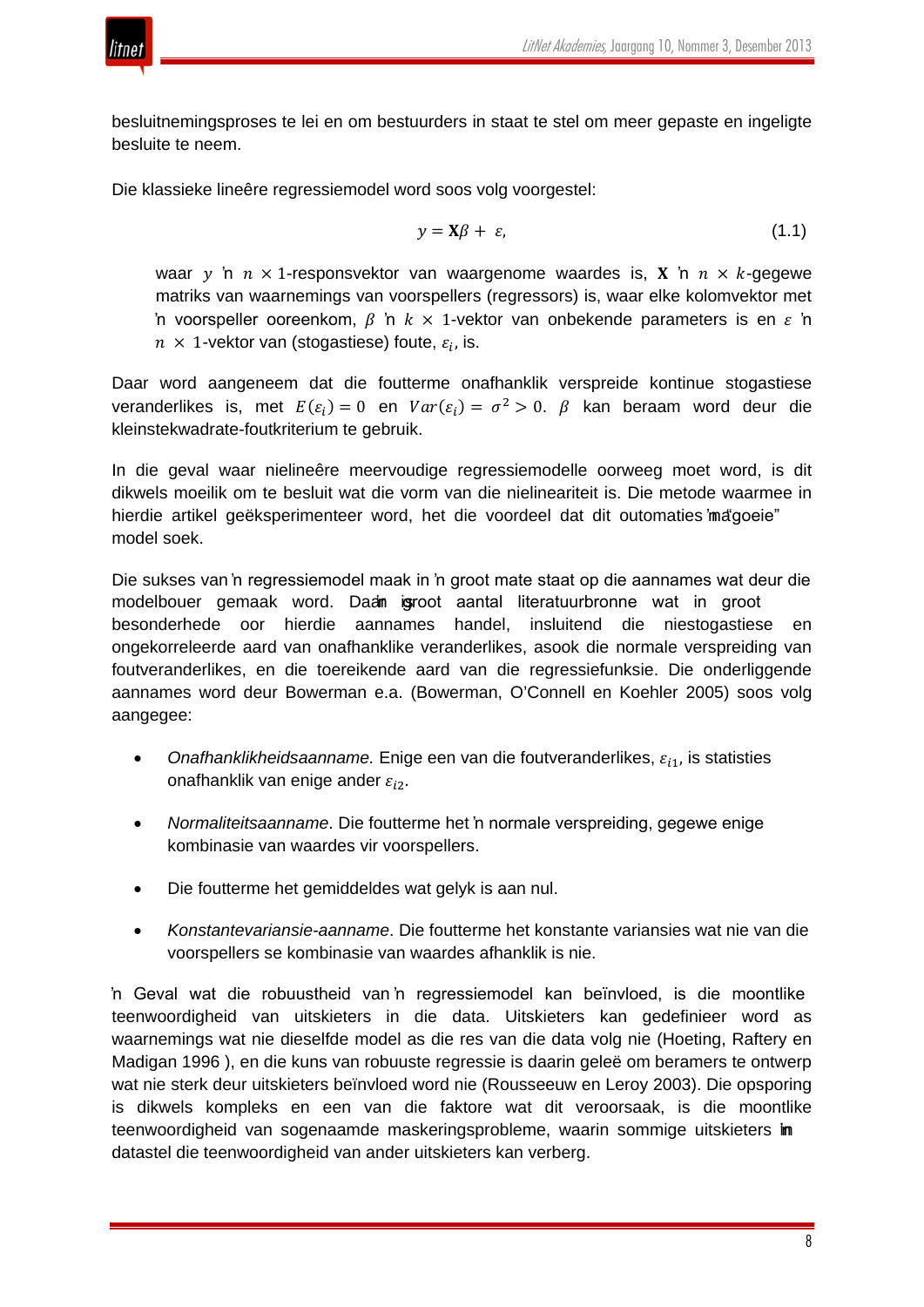besluitnemingsproses te lei en om bestuurders in staat te stel om meer gepaste en ingeligte besluite te neem.

Die klassieke lineêre regressiemodel word soos volg voorgestel:

$$y = \mathbf{X}\beta + \varepsilon, \tag{1.1}$$

waar $y$ 'n $n \times 1$-responsvektor van waargenome waardes is, $\mathbf{X}$ 'n $n \times k$-gegewe matriks van waarnemings van voorspellers (regressors) is, waar elke kolomvektor met 'n voorspeller ooreenkom, $\beta$ 'n $k \times 1$-vektor van onbekende parameters is en $\varepsilon$ 'n $n \times 1$-vektor van (stogastiese) foute, $\varepsilon_i$, is.

Daar word aangeneem dat die foutterme onafhanklik verspreide kontinue stogastiese veranderlikes is, met $E(\varepsilon_i) = 0$ en $Var(\varepsilon_i) = \sigma^2 > 0$. $\beta$ kan beraam word deur die kleinstekwadrate-foutkriterium te gebruik.

In die geval waar nielineêre meervoudige regressiemodelle oorweeg moet word, is dit dikwels moeilik om te besluit wat die vorm van die nielineariteit is. Die metode waarmee in hierdie artikel geëksperimenteer word, het die voordeel dat dit outomaties 'n "goeie" model soek.

Die sukses van 'n regressiemodel maak in 'n groot mate staat op die aannames wat deur die modelbouer gemaak word. Daar is 'n groot aantal literatuurbronne wat in groot besonderhede oor hierdie aannames handel, insluitend die niestogastiese en ongekorreleerde aard van onafhanklike veranderlikes, asook die normale verspreiding van foutveranderlikes, en die toereikende aard van die regressiefunksie. Die onderliggende aannames word deur Bowerman e.a. (Bowerman, O'Connell en Koehler 2005) soos volg aangegee:

- *Onafhanklikheidsaanname.* Enige een van die foutveranderlikes, $\varepsilon_{i1}$, is statisties onafhanklik van enige ander $\varepsilon_{i2}$.
- *Normaliteitsaanname*. Die foutterme het 'n normale verspreiding, gegewe enige kombinasie van waardes vir voorspellers.
- Die foutterme het gemiddeldes wat gelyk is aan nul.
- *Konstantevariansie-aanname*. Die foutterme het konstante variansies wat nie van die voorspellers se kombinasie van waardes afhanklik is nie.

'n Geval wat die robuustheid van 'n regressiemodel kan beïnvloed, is die moontlike teenwoordigheid van uitskieters in die data. Uitskieters kan gedefinieer word as waarnemings wat nie dieselfde model as die res van die data volg nie (Hoeting, Raftery en Madigan 1996 ), en die kuns van robuuste regressie is daarin geleë om beramers te ontwerp wat nie sterk deur uitskieters beïnvloed word nie (Rousseeuw en Leroy 2003). Die opsporing is dikwels kompleks en een van die faktore wat dit veroorsaak, is die moontlike teenwoordigheid van sogenaamde maskeringsprobleme, waarin sommige uitskieters in 'n datastel die teenwoordigheid van ander uitskieters kan verberg.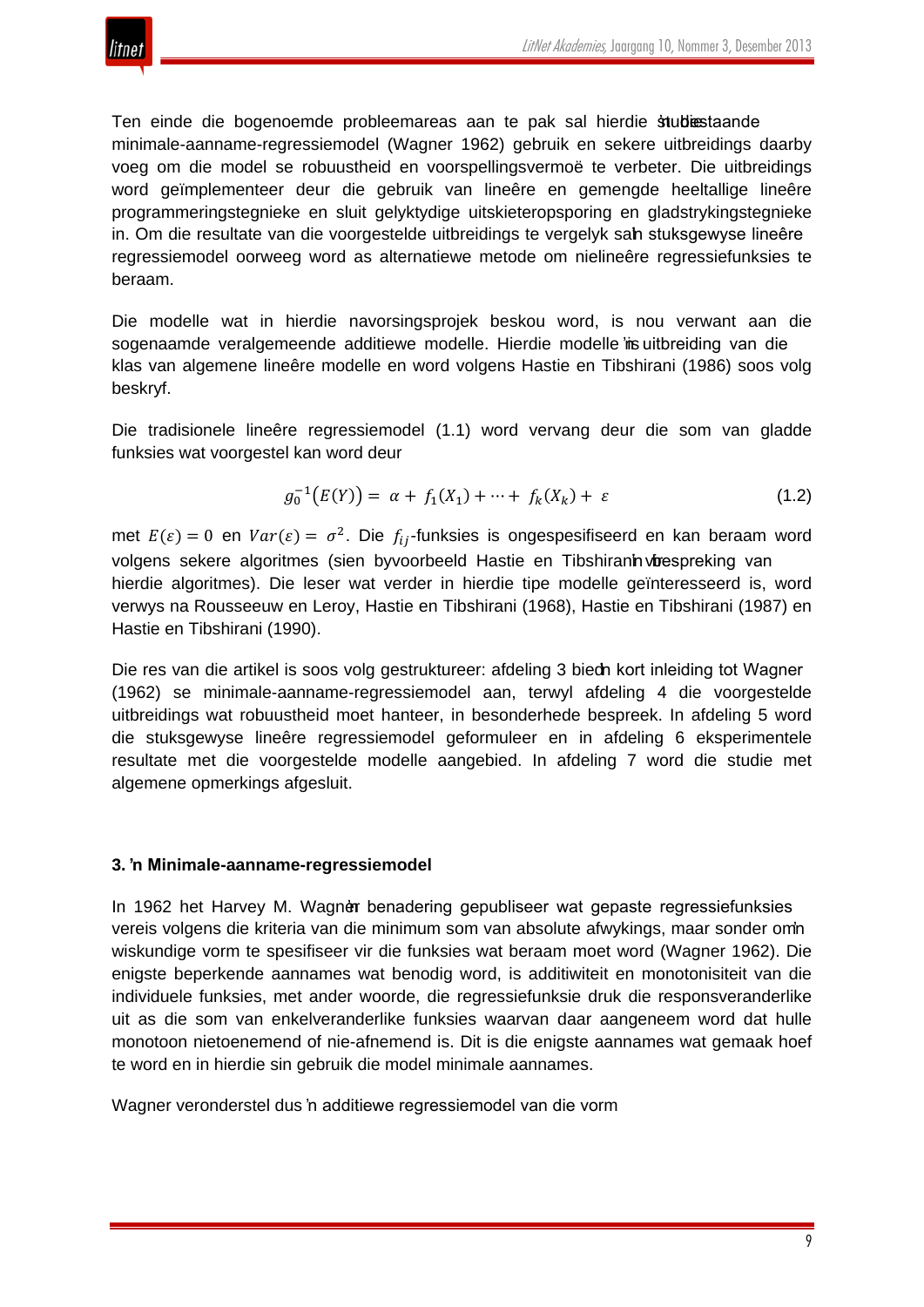Ten einde die bogenoemde probleemareas aan te pak sal hierdie studie die bestaande minimale-aanname-regressiemodel (Wagner 1962) gebruik en sekere uitbreidings daarby voeg om die model se robuustheid en voorspellingsvermoë te verbeter. Die uitbreidings word geïmplementeer deur die gebruik van lineêre en gemengde heeltallige lineêre programmeringstegnieke en sluit gelyktydige uitskieteropsporing en gladstrykingstegnieke in. Om die resultate van die voorgestelde uitbreidings te vergelyk sal 'n stuksgewyse lineêre regressiemodel oorweeg word as alternatiewe metode om nielineêre regressiefunksies te beraam.

Die modelle wat in hierdie navorsingsprojek beskou word, is nou verwant aan die sogenaamde veralgemeende additiewe modelle. Hierdie modelle is 'n uitbreiding van die klas van algemene lineêre modelle en word volgens Hastie en Tibshirani (1986) soos volg beskryf.

Die tradisionele lineêre regressiemodel (1.1) word vervang deur die som van gladde funksies wat voorgestel kan word deur

$$g_0^{-1}\big(E(Y)\big) = \alpha + f_1(X_1) + \cdots + f_k(X_k) + \varepsilon \tag{1.2}$$

met $E(\varepsilon) = 0$ en $Var(\varepsilon) = \sigma^2$. Die $f_{ij}$-funksies is ongespesifiseerd en kan beraam word volgens sekere algoritmes (sien byvoorbeeld Hastie en Tibshirani vir 'n bespreking van hierdie algoritmes). Die leser wat verder in hierdie tipe modelle geïnteresseerd is, word verwys na Rousseeuw en Leroy, Hastie en Tibshirani (1968), Hastie en Tibshirani (1987) en Hastie en Tibshirani (1990).

Die res van die artikel is soos volg gestruktureer: afdeling 3 bied 'n kort inleiding tot Wagner (1962) se minimale-aanname-regressiemodel aan, terwyl afdeling 4 die voorgestelde uitbreidings wat robuustheid moet hanteer, in besonderhede bespreek. In afdeling 5 word die stuksgewyse lineêre regressiemodel geformuleer en in afdeling 6 eksperimentele resultate met die voorgestelde modelle aangebied. In afdeling 7 word die studie met algemene opmerkings afgesluit.

### 3. 'n Minimale-aanname-regressiemodel

In 1962 het Harvey M. Wagner 'n benadering gepubliseer wat gepaste regressiefunksies vereis volgens die kriteria van die minimum som van absolute afwykings, maar sonder om 'n wiskundige vorm te spesifiseer vir die funksies wat beraam moet word (Wagner 1962). Die enigste beperkende aannames wat benodig word, is additiwiteit en monotonisiteit van die individuele funksies, met ander woorde, die regressiefunksie druk die responsveranderlike uit as die som van enkelveranderlike funksies waarvan daar aangeneem word dat hulle monotoon nietoenemend of nie-afnemend is. Dit is die enigste aannames wat gemaak hoef te word en in hierdie sin gebruik die model minimale aannames.

Wagner veronderstel dus 'n additiewe regressiemodel van die vorm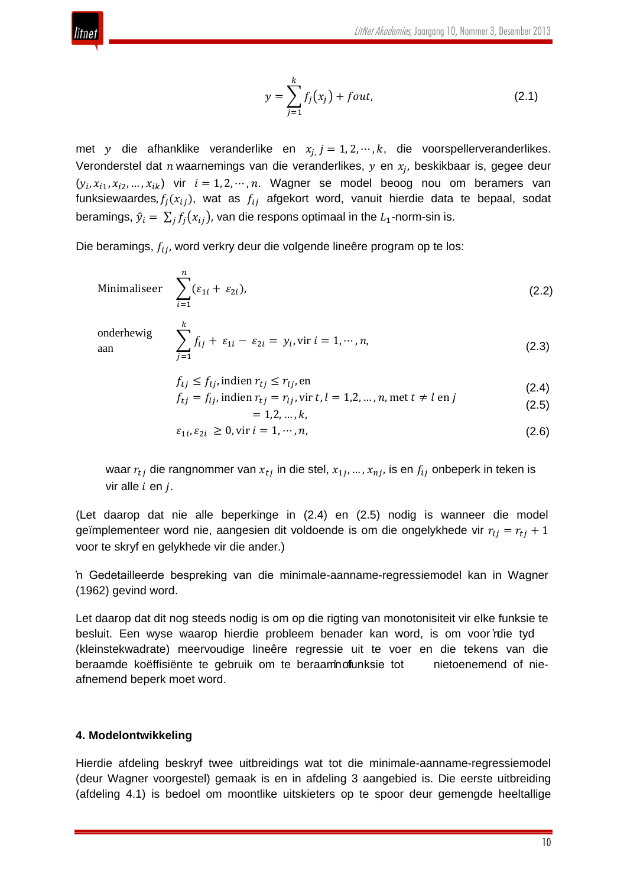$$y = \sum_{j=1}^{k} f_j(x_j) + fout, \tag{2.1}$$

met $y$ die afhanklike veranderlike en $x_j, j = 1, 2, \cdots, k$, die voorspellerveranderlikes. Veronderstel dat $n$ waarnemings van die veranderlikes, $y$ en $x_j$, beskikbaar is, gegee deur $(y_i, x_{i1}, x_{i2}, \ldots, x_{ik})$ vir $i = 1, 2, \cdots, n$. Wagner se model beoog nou om beramers van funksiewaardes, $f_j(x_{ij})$, wat as $f_{ij}$ afgekort word, vanuit hierdie data te bepaal, sodat beramings, $\hat{y}_i = \sum_j f_j(x_{ij})$, van die respons optimaal in the $L_1$-norm-sin is.

Die beramings, $f_{ij}$, word verkry deur die volgende lineêre program op te los:

$$\text{Minimaliseer} \quad \sum_{i=1}^{n} (\varepsilon_{1i} + \varepsilon_{2i}), \tag{2.2}$$

$$\text{onderhewig aan} \quad \sum_{j=1}^{k} f_{ij} + \varepsilon_{1i} - \varepsilon_{2i} = y_i, \text{vir } i = 1, \cdots, n, \tag{2.3}$$

$$f_{tj} \leq f_{lj}, \text{indien } r_{tj} \leq r_{lj}, \text{en} \tag{2.4}$$

$$f_{tj} = f_{lj}, \text{indien } r_{tj} = r_{lj}, \text{vir } t, l = 1,2, \ldots, n, \text{met } t \neq l \text{ en } j = 1,2, \ldots, k, \tag{2.5}$$

$$\varepsilon_{1i}, \varepsilon_{2i} \geq 0, \text{vir } i = 1, \cdots, n, \tag{2.6}$$

waar $r_{tj}$ die rangnommer van $x_{tj}$ in die stel, $x_{1j}, \ldots, x_{nj}$, is en $f_{ij}$ onbeperk in teken is vir alle $i$ en $j$.

(Let daarop dat nie alle beperkinge in (2.4) en (2.5) nodig is wanneer die model geïmplementeer word nie, aangesien dit voldoende is om die ongelykhede vir $r_{lj} = r_{tj} + 1$ voor te skryf en gelykhede vir die ander.)

'n Gedetailleerde bespreking van die minimale-aanname-regressiemodel kan in Wagner (1962) gevind word.

Let daarop dat dit nog steeds nodig is om op die rigting van monotonisiteit vir elke funksie te besluit. Een wyse waarop hierdie probleem benader kan word, is om voor 'n die tyd (kleinstekwadrate) meervoudige lineêre regressie uit te voer en die tekens van die beraamde koëffisiënte te gebruik om te beraam of 'n funksie tot nietoenemend of nie-afnemend beperk moet word.

## 4. Modelontwikkeling

Hierdie afdeling beskryf twee uitbreidings wat tot die minimale-aanname-regressiemodel (deur Wagner voorgestel) gemaak is en in afdeling 3 aangebied is. Die eerste uitbreiding (afdeling 4.1) is bedoel om moontlike uitskieters op te spoor deur gemengde heeltallige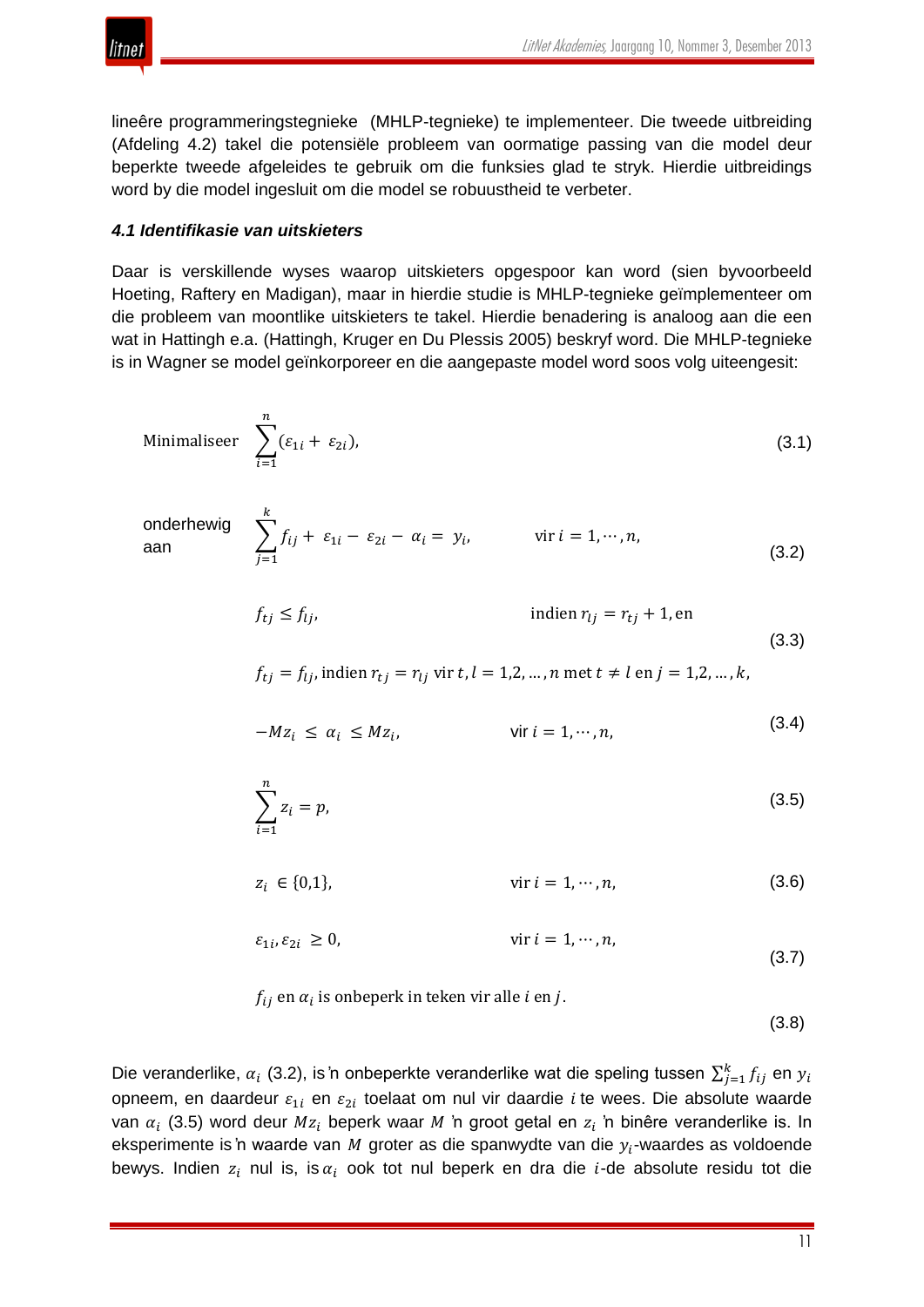lineêre programmeringstegnieke (MHLP-tegnieke) te implementeer. Die tweede uitbreiding (Afdeling 4.2) takel die potensiële probleem van oormatige passing van die model deur beperkte tweede afgeleides te gebruik om die funksies glad te stryk. Hierdie uitbreidings word by die model ingesluit om die model se robuustheid te verbeter.

#### *4.1 Identifikasie van uitskieters*

Daar is verskillende wyses waarop uitskieters opgespoor kan word (sien byvoorbeeld Hoeting, Raftery en Madigan), maar in hierdie studie is MHLP-tegnieke geïmplementeer om die probleem van moontlike uitskieters te takel. Hierdie benadering is analoog aan die een wat in Hattingh e.a. (Hattingh, Kruger en Du Plessis 2005) beskryf word. Die MHLP-tegnieke is in Wagner se model geïnkorporeer en die aangepaste model word soos volg uiteengesit:

$$\text{Minimaliseer} \quad \sum_{i=1}^{n} (\varepsilon_{1i} + \varepsilon_{2i}), \tag{3.1}$$

$$\text{onderhewig aan} \quad \sum_{j=1}^{k} f_{ij} + \varepsilon_{1i} - \varepsilon_{2i} - \alpha_i = y_i, \qquad \text{vir } i = 1, \cdots, n, \tag{3.2}$$

$$\begin{aligned} &f_{tj} \leq f_{lj}, \qquad \text{indien } r_{lj} = r_{tj} + 1, \text{en} \\ &f_{tj} = f_{lj}, \text{indien } r_{tj} = r_{lj} \text{ vir } t, l = 1,2, \dots, n \text{ met } t \neq l \text{ en } j = 1,2, \dots, k, \end{aligned} \tag{3.3}$$

$$-Mz_i \leq \alpha_i \leq Mz_i, \qquad \text{vir } i = 1, \cdots, n, \tag{3.4}$$

$$\sum_{i=1}^{n} z_i = p, \tag{3.5}$$

$$z_i \in \{0,1\}, \qquad \text{vir } i = 1, \cdots, n, \tag{3.6}$$

$$\varepsilon_{1i}, \varepsilon_{2i} \geq 0, \qquad \text{vir } i = 1, \cdots, n, \tag{3.7}$$

$$f_{ij} \text{ en } \alpha_i \text{ is onbeperk in teken vir alle } i \text{ en } j. \tag{3.8}$$

Die veranderlike, $\alpha_i$ (3.2), is 'n onbeperkte veranderlike wat die speling tussen $\sum_{j=1}^{k} f_{ij}$ en $y_i$ opneem, en daardeur $\varepsilon_{1i}$ en $\varepsilon_{2i}$ toelaat om nul vir daardie $i$ te wees. Die absolute waarde van $\alpha_i$ (3.5) word deur $Mz_i$ beperk waar $M$ 'n groot getal en $z_i$ 'n binêre veranderlike is. In eksperimente is 'n waarde van $M$ groter as die spanwydte van die $y_i$-waardes as voldoende bewys. Indien $z_i$ nul is, is $\alpha_i$ ook tot nul beperk en dra die $i$-de absolute residu tot die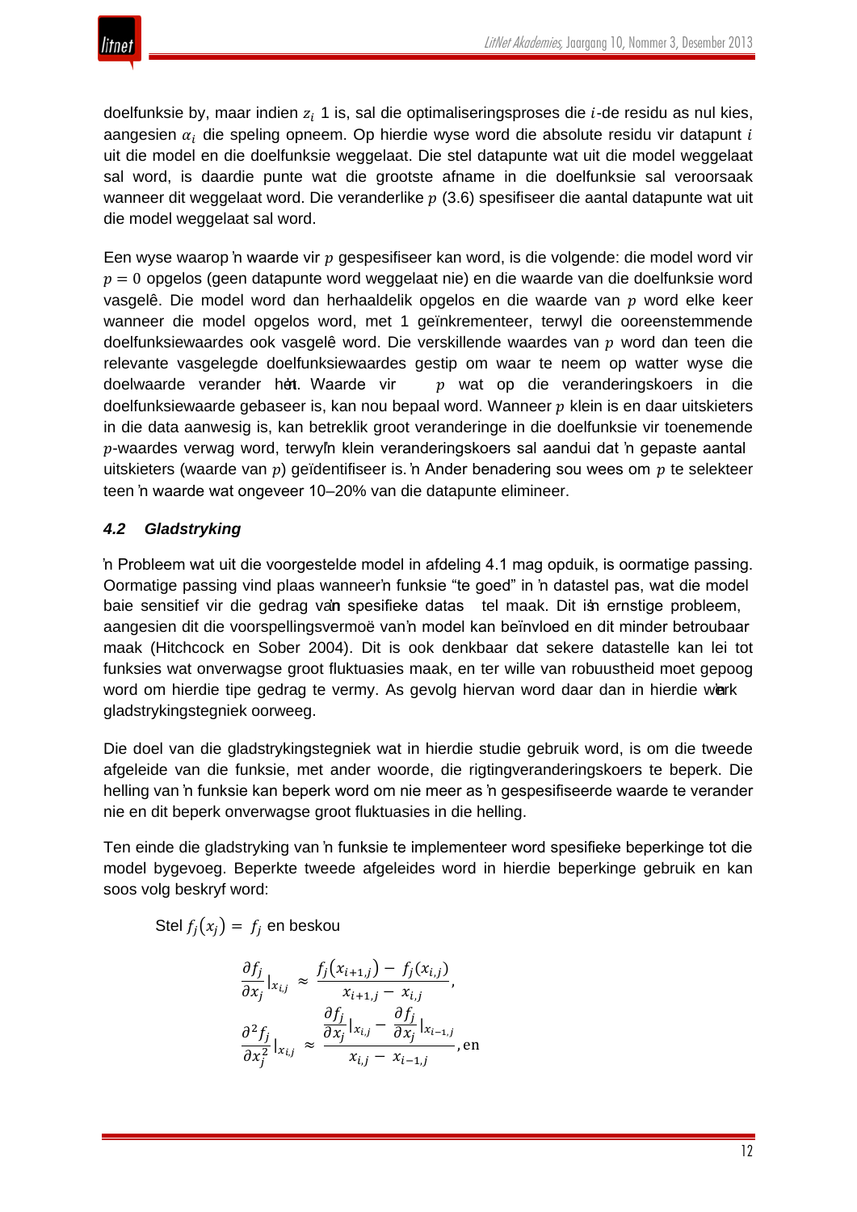doelfunksie by, maar indien $z_i$ 1 is, sal die optimaliseringsproses die $i$-de residu as nul kies, aangesien $\alpha_i$ die speling opneem. Op hierdie wyse word die absolute residu vir datapunt $i$ uit die model en die doelfunksie weggelaat. Die stel datapunte wat uit die model weggelaat sal word, is daardie punte wat die grootste afname in die doelfunksie sal veroorsaak wanneer dit weggelaat word. Die veranderlike $p$ (3.6) spesifiseer die aantal datapunte wat uit die model weggelaat sal word.

Een wyse waarop 'n waarde vir $p$ gespesifiseer kan word, is die volgende: die model word vir $p = 0$ opgelos (geen datapunte word weggelaat nie) en die waarde van die doelfunksie word vasgelê. Die model word dan herhaaldelik opgelos en die waarde van $p$ word elke keer wanneer die model opgelos word, met 1 geïnkrementeer, terwyl die ooreenstemmende doelfunksiewaardes ook vasgelê word. Die verskillende waardes van $p$ word dan teen die relevante vasgelegde doelfunksiewaardes gestip om waar te neem op watter wyse die doelwaarde verander het. 'n Waarde vir $p$ wat op die veranderingskoers in die doelfunksiewaarde gebaseer is, kan nou bepaal word. Wanneer $p$ klein is en daar uitskieters in die data aanwesig is, kan betreklik groot veranderinge in die doelfunksie vir toenemende $p$-waardes verwag word, terwyl 'n klein veranderingskoers sal aandui dat 'n gepaste aantal uitskieters (waarde van $p$) geïdentifiseer is. 'n Ander benadering sou wees om $p$ te selekteer teen 'n waarde wat ongeveer 10–20% van die datapunte elimineer.

### *4.2 Gladstryking*

'n Probleem wat uit die voorgestelde model in afdeling 4.1 mag opduik, is oormatige passing. Oormatige passing vind plaas wanneer 'n funksie "te goed" in 'n datastel pas, wat die model baie sensitief vir die gedrag van 'n spesifieke datastel maak. Dit is 'n ernstige probleem, aangesien dit die voorspellingsvermoë van 'n model kan beïnvloed en dit minder betroubaar maak (Hitchcock en Sober 2004). Dit is ook denkbaar dat sekere datastelle kan lei tot funksies wat onverwagse groot fluktuasies maak, en ter wille van robuustheid moet gepoog word om hierdie tipe gedrag te vermy. As gevolg hiervan word daar dan in hierdie werk 'n gladstrykingstegniek oorweeg.

Die doel van die gladstrykingstegniek wat in hierdie studie gebruik word, is om die tweede afgeleide van die funksie, met ander woorde, die rigtingveranderingskoers te beperk. Die helling van 'n funksie kan beperk word om nie meer as 'n gespesifiseerde waarde te verander nie en dit beperk onverwagse groot fluktuasies in die helling.

Ten einde die gladstryking van 'n funksie te implementeer word spesifieke beperkinge tot die model bygevoeg. Beperkte tweede afgeleides word in hierdie beperkinge gebruik en kan soos volg beskryf word:

Stel $f_j(x_j) = f_j$ en beskou

$$\frac{\partial f_j}{\partial x_j}\Big|_{x_{i,j}} \approx \frac{f_j(x_{i+1,j}) - f_j(x_{i,j})}{x_{i+1,j} - x_{i,j}},$$

$$\frac{\partial^2 f_j}{\partial x_j^2}\Big|_{x_{i,j}} \approx \frac{\dfrac{\partial f_j}{\partial x_j}\Big|_{x_{i,j}} - \dfrac{\partial f_j}{\partial x_j}\Big|_{x_{i-1,j}}}{x_{i,j} - x_{i-1,j}}, \text{en}$$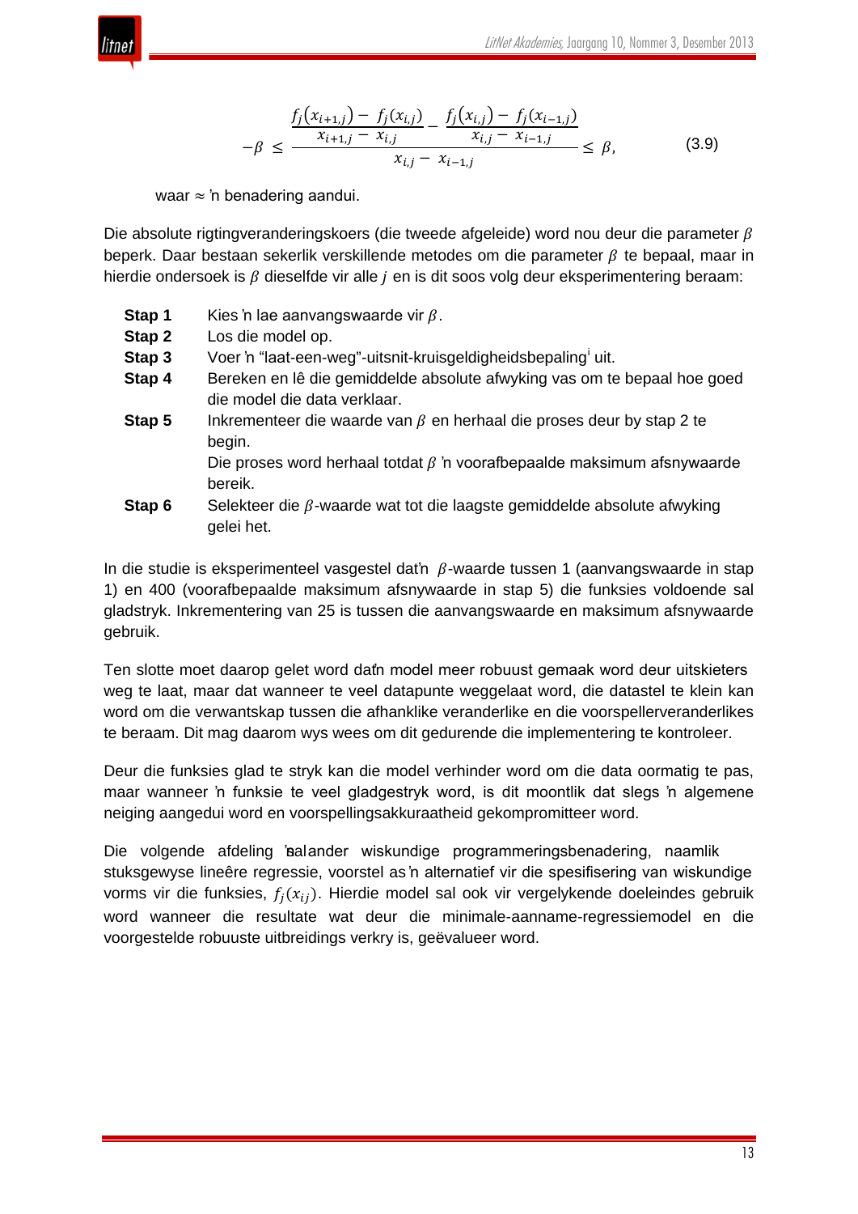$$-\beta \leq \frac{\frac{f_j(x_{i+1,j}) - f_j(x_{i,j})}{x_{i+1,j} - x_{i,j}} - \frac{f_j(x_{i,j}) - f_j(x_{i-1,j})}{x_{i,j} - x_{i-1,j}}}{x_{i,j} - x_{i-1,j}} \leq \beta, \qquad (3.9)$$

waar ≈ 'n benadering aandui.

Die absolute rigtingveranderingskoers (die tweede afgeleide) word nou deur die parameter $\beta$ beperk. Daar bestaan sekerlik verskillende metodes om die parameter $\beta$ te bepaal, maar in hierdie ondersoek is $\beta$ dieselfde vir alle $j$ en is dit soos volg deur eksperimentering beraam:

**Stap 1** Kies 'n lae aanvangswaarde vir $\beta$.

**Stap 2** Los die model op.

**Stap 3** Voer 'n "laat-een-weg"-uitsnit-kruisgeldigheidsbepaling[i] uit.

**Stap 4** Bereken en lê die gemiddelde absolute afwyking vas om te bepaal hoe goed die model die data verklaar.

**Stap 5** Inkrementeer die waarde van $\beta$ en herhaal die proses deur by stap 2 te begin.
Die proses word herhaal totdat $\beta$ 'n voorafbepaalde maksimum afsnywaarde bereik.

**Stap 6** Selekteer die $\beta$-waarde wat tot die laagste gemiddelde absolute afwyking gelei het.

In die studie is eksperimenteel vasgestel dat'n $\beta$-waarde tussen 1 (aanvangswaarde in stap 1) en 400 (voorafbepaalde maksimum afsnywaarde in stap 5) die funksies voldoende sal gladstryk. Inkrementering van 25 is tussen die aanvangswaarde en maksimum afsnywaarde gebruik.

Ten slotte moet daarop gelet word dat'n model meer robuust gemaak word deur uitskieters weg te laat, maar dat wanneer te veel datapunte weggelaat word, die datastel te klein kan word om die verwantskap tussen die afhanklike veranderlike en die voorspellerveranderlikes te beraam. Dit mag daarom wys wees om dit gedurende die implementering te kontroleer.

Deur die funksies glad te stryk kan die model verhinder word om die data oormatig te pas, maar wanneer 'n funksie te veel gladgestryk word, is dit moontlik dat slegs 'n algemene neiging aangedui word en voorspellingsakkuraatheid gekompromitteer word.

Die volgende afdeling 'sal'n ander wiskundige programmeringsbenadering, naamlik stuksgewyse lineêre regressie, voorstel as 'n alternatief vir die spesifisering van wiskundige vorms vir die funksies, $f_j(x_{ij})$. Hierdie model sal ook vir vergelykende doeleindes gebruik word wanneer die resultate wat deur die minimale-aanname-regressiemodel en die voorgestelde robuuste uitbreidings verkry is, geëvalueer word.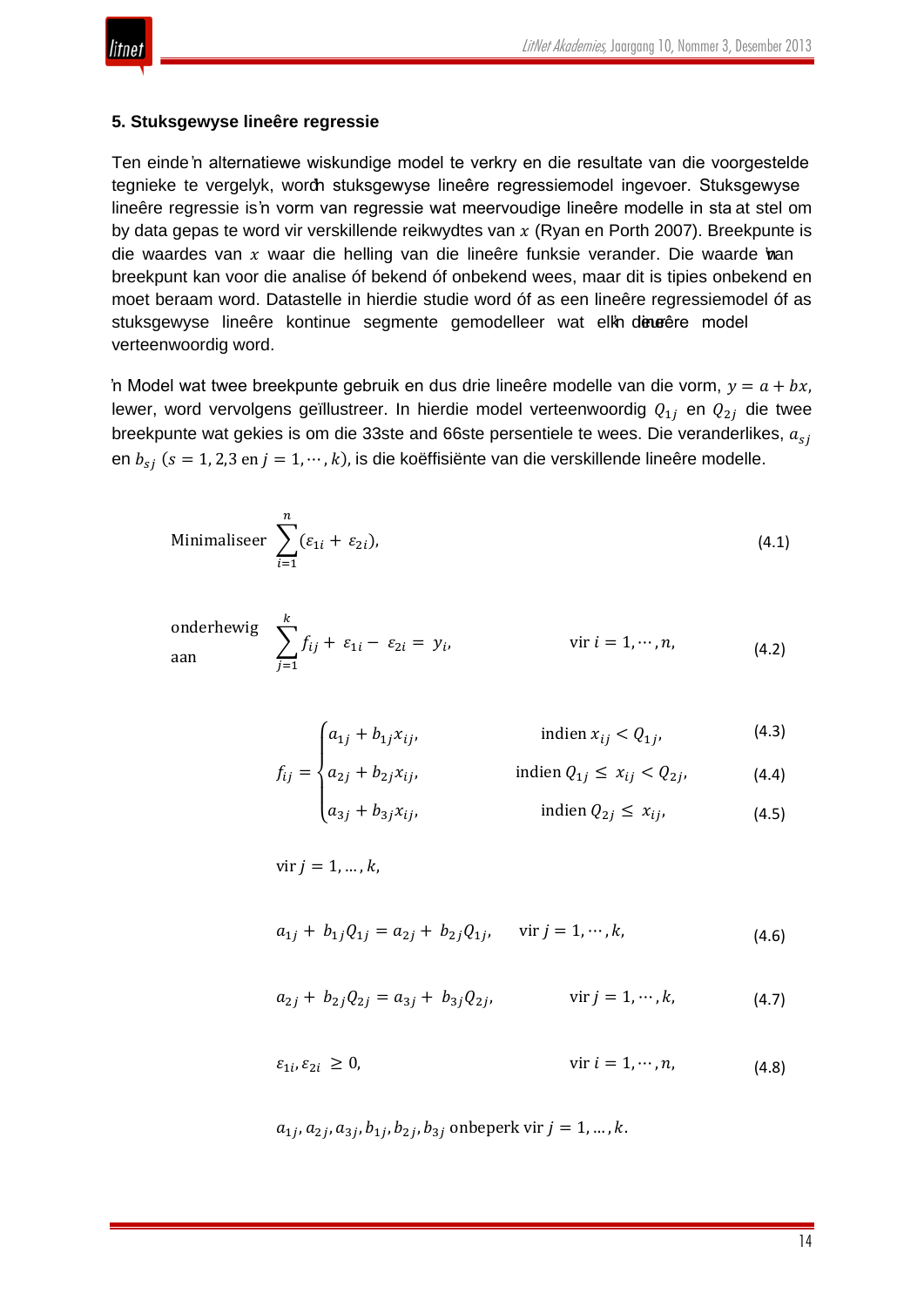## 5. Stuksgewyse lineêre regressie

Ten einde 'n alternatiewe wiskundige model te verkry en die resultate van die voorgestelde tegnieke te vergelyk, word 'n stuksgewyse lineêre regressiemodel ingevoer. Stuksgewyse lineêre regressie is 'n vorm van regressie wat meervoudige lineêre modelle in staat stel om by data gepas te word vir verskillende reikwydtes van $x$ (Ryan en Porth 2007). Breekpunte is die waardes van $x$ waar die helling van die lineêre funksie verander. Die waarde van 'n breekpunt kan voor die analise óf bekend óf onbekend wees, maar dit is tipies onbekend en moet beraam word. Datastelle in hierdie studie word óf as een lineêre regressiemodel óf as stuksgewyse lineêre kontinue segmente gemodelleer wat elk 'n deur lineêre model verteenwoordig word.

'n Model wat twee breekpunte gebruik en dus drie lineêre modelle van die vorm, $y = a + bx$, lewer, word vervolgens geïllustreer. In hierdie model verteenwoordig $Q_{1j}$ en $Q_{2j}$ die twee breekpunte wat gekies is om die 33ste and 66ste persentiele te wees. Die veranderlikes, $a_{sj}$ en $b_{sj}$ $(s = 1, 2,3 \text{ en } j = 1, \cdots, k)$, is die koëffisiënte van die verskillende lineêre modelle.

$$\text{Minimaliseer } \sum_{i=1}^{n} (\varepsilon_{1i} + \varepsilon_{2i}), \tag{4.1}$$

$$\text{onderhewig aan } \sum_{j=1}^{k} f_{ij} + \varepsilon_{1i} - \varepsilon_{2i} = y_i, \qquad \text{vir } i = 1, \cdots, n, \tag{4.2}$$

$$f_{ij} = \begin{cases} a_{1j} + b_{1j}x_{ij}, & \text{indien } x_{ij} < Q_{1j}, \quad (4.3) \\ a_{2j} + b_{2j}x_{ij}, & \text{indien } Q_{1j} \leq x_{ij} < Q_{2j}, \quad (4.4) \\ a_{3j} + b_{3j}x_{ij}, & \text{indien } Q_{2j} \leq x_{ij}, \quad (4.5) \end{cases}$$

$$\text{vir } j = 1, \ldots, k,$$

$$a_{1j} + b_{1j}Q_{1j} = a_{2j} + b_{2j}Q_{1j}, \qquad \text{vir } j = 1, \cdots, k, \tag{4.6}$$

$$a_{2j} + b_{2j}Q_{2j} = a_{3j} + b_{3j}Q_{2j}, \qquad \text{vir } j = 1, \cdots, k, \tag{4.7}$$

$$\varepsilon_{1i}, \varepsilon_{2i} \geq 0, \qquad \text{vir } i = 1, \cdots, n, \tag{4.8}$$

$$a_{1j}, a_{2j}, a_{3j}, b_{1j}, b_{2j}, b_{3j} \text{ onbeperk vir } j = 1, \ldots, k.$$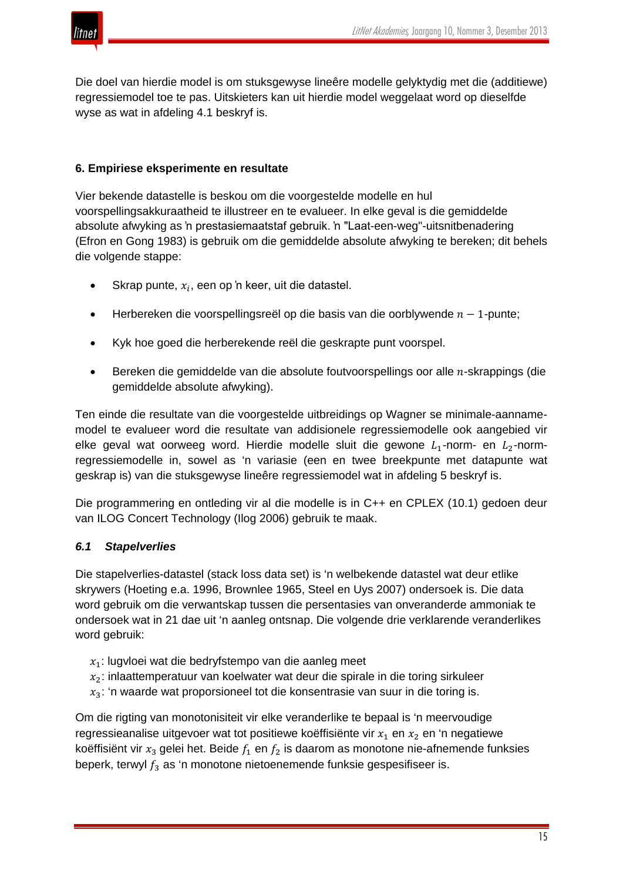Die doel van hierdie model is om stuksgewyse lineêre modelle gelyktydig met die (additiewe) regressiemodel toe te pas. Uitskieters kan uit hierdie model weggelaat word op dieselfde wyse as wat in afdeling 4.1 beskryf is.

### 6. Empiriese eksperimente en resultate

Vier bekende datastelle is beskou om die voorgestelde modelle en hul voorspellingsakkuraatheid te illustreer en te evalueer. In elke geval is die gemiddelde absolute afwyking as ŉ prestasiemaatstaf gebruik. ŉ "Laat-een-weg"-uitsnitbenadering (Efron en Gong 1983) is gebuik om die gemiddelde absolute afwyking te bereken; dit behels die volgende stappe:

- Skrap punte, $x_i$, een op ŉ keer, uit die datastel.
- Herbereken die voorspellingsreël op die basis van die oorblywende $n-1$-punte;
- Kyk hoe goed die herberekende reël die geskrapte punt voorspel.
- Bereken die gemiddelde van die absolute foutvoorspellings oor alle $n$-skrappings (die gemiddelde absolute afwyking).

Ten einde die resultate van die voorgestelde uitbreidings op Wagner se minimale-aanname-model te evalueer word die resultate van addisionele regressiemodelle ook aangebied vir elke geval wat oorweeg word. Hierdie modelle sluit die gewone $L_1$-norm- en $L_2$-norm-regressiemodelle in, sowel as 'n variasie (een en twee breekpunte met datapunte wat geskrap is) van die stuksgewyse lineêre regressiemodel wat in afdeling 5 beskryf is.

Die programmering en ontleding vir al die modelle is in C++ en CPLEX (10.1) gedoen deur van ILOG Concert Technology (Ilog 2006) gebruik te maak.

#### *6.1 Stapelverlies*

Die stapelverlies-datastel (stack loss data set) is 'n welbekende datastel wat deur etlike skrywers (Hoeting e.a. 1996, Brownlee 1965, Steel en Uys 2007) ondersoek is. Die data word gebruik om die verwantskap tussen die persentasies van onveranderde ammoniak te ondersoek wat in 21 dae uit 'n aanleg ontsnap. Die volgende drie verklarende veranderlikes word gebruik:

$x_1$: lugvloei wat die bedryfstempo van die aanleg meet
$x_2$: inlaattemperatuur van koelwater wat deur die spirale in die toring sirkuleer
$x_3$: 'n waarde wat proporsioneel tot die konsentrasie van suur in die toring is.

Om die rigting van monotonisiteit vir elke veranderlike te bepaal is 'n meervoudige regressieanalise uitgevoer wat tot positiewe koëffisiënte vir $x_1$ en $x_2$ en 'n negatiewe koëffisiënt vir $x_3$ gelei het. Beide $f_1$ en $f_2$ is daarom as monotone nie-afnemende funksies beperk, terwyl $f_3$ as 'n monotone nietoenemende funksie gespesifiseer is.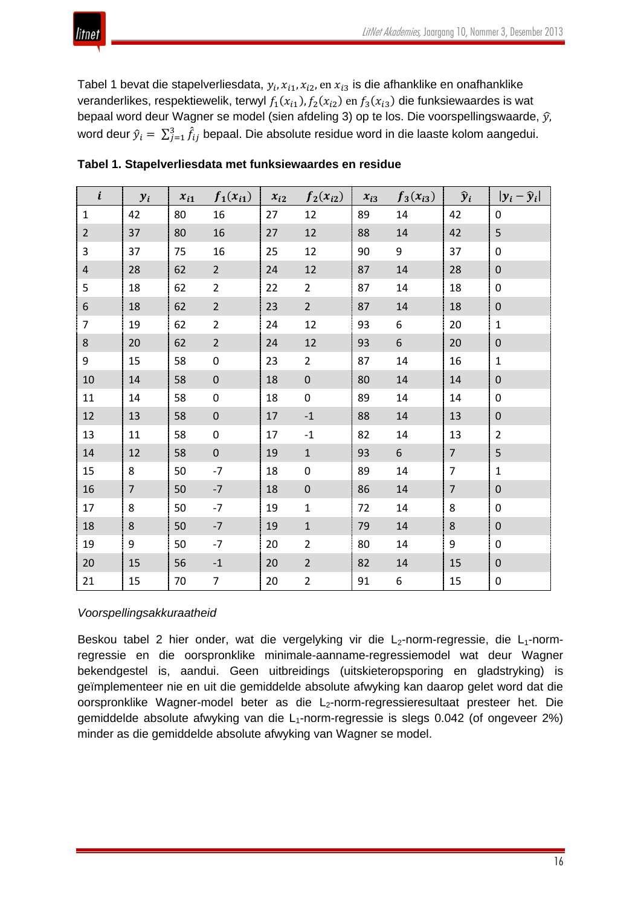Tabel 1 bevat die stapelverliesdata, $y_i, x_{i1}, x_{i2}$, en $x_{i3}$ is die afhanklike en onafhanklike veranderlikes, respektiewelik, terwyl $f_1(x_{i1}), f_2(x_{i2})$ en $f_3(x_{i3})$ die funksiewaardes is wat bepaal word deur Wagner se model (sien afdeling 3) op te los. Die voorspellingswaarde, $\hat{y}$, word deur $\hat{y}_i = \sum_{j=1}^{3} \hat{f}_{ij}$ bepaal. Die absolute residue word in die laaste kolom aangedui.

**Tabel 1. Stapelverliesdata met funksiewaardes en residue**

| $i$ | $y_i$ | $x_{i1}$ | $f_1(x_{i1})$ | $x_{i2}$ | $f_2(x_{i2})$ | $x_{i3}$ | $f_3(x_{i3})$ | $\hat{y}_i$ | $\lvert y_i - \hat{y}_i \rvert$ |
|---|---|---|---|---|---|---|---|---|---|
| 1 | 42 | 80 | 16 | 27 | 12 | 89 | 14 | 42 | 0 |
| 2 | 37 | 80 | 16 | 27 | 12 | 88 | 14 | 42 | 5 |
| 3 | 37 | 75 | 16 | 25 | 12 | 90 | 9 | 37 | 0 |
| 4 | 28 | 62 | 2 | 24 | 12 | 87 | 14 | 28 | 0 |
| 5 | 18 | 62 | 2 | 22 | 2 | 87 | 14 | 18 | 0 |
| 6 | 18 | 62 | 2 | 23 | 2 | 87 | 14 | 18 | 0 |
| 7 | 19 | 62 | 2 | 24 | 12 | 93 | 6 | 20 | 1 |
| 8 | 20 | 62 | 2 | 24 | 12 | 93 | 6 | 20 | 0 |
| 9 | 15 | 58 | 0 | 23 | 2 | 87 | 14 | 16 | 1 |
| 10 | 14 | 58 | 0 | 18 | 0 | 80 | 14 | 14 | 0 |
| 11 | 14 | 58 | 0 | 18 | 0 | 89 | 14 | 14 | 0 |
| 12 | 13 | 58 | 0 | 17 | -1 | 88 | 14 | 13 | 0 |
| 13 | 11 | 58 | 0 | 17 | -1 | 82 | 14 | 13 | 2 |
| 14 | 12 | 58 | 0 | 19 | 1 | 93 | 6 | 7 | 5 |
| 15 | 8 | 50 | -7 | 18 | 0 | 89 | 14 | 7 | 1 |
| 16 | 7 | 50 | -7 | 18 | 0 | 86 | 14 | 7 | 0 |
| 17 | 8 | 50 | -7 | 19 | 1 | 72 | 14 | 8 | 0 |
| 18 | 8 | 50 | -7 | 19 | 1 | 79 | 14 | 8 | 0 |
| 19 | 9 | 50 | -7 | 20 | 2 | 80 | 14 | 9 | 0 |
| 20 | 15 | 56 | -1 | 20 | 2 | 82 | 14 | 15 | 0 |
| 21 | 15 | 70 | 7 | 20 | 2 | 91 | 6 | 15 | 0 |

*Voorspellingsakkuraatheid*

Beskou tabel 2 hier onder, wat die vergelyking vir die $L_2$-norm-regressie, die $L_1$-norm-regressie en die oorspronklike minimale-aanname-regressiemodel wat deur Wagner bekendgestel is, aandui. Geen uitbreidings (uitskieteropsporing en gladstryking) is geïmplementeer nie en uit die gemiddelde absolute afwyking kan daarop gelet word dat die oorspronklike Wagner-model beter as die $L_2$-norm-regressieresultaat presteer het. Die gemiddelde absolute afwyking van die $L_1$-norm-regressie is slegs 0.042 (of ongeveer 2%) minder as die gemiddelde absolute afwyking van Wagner se model.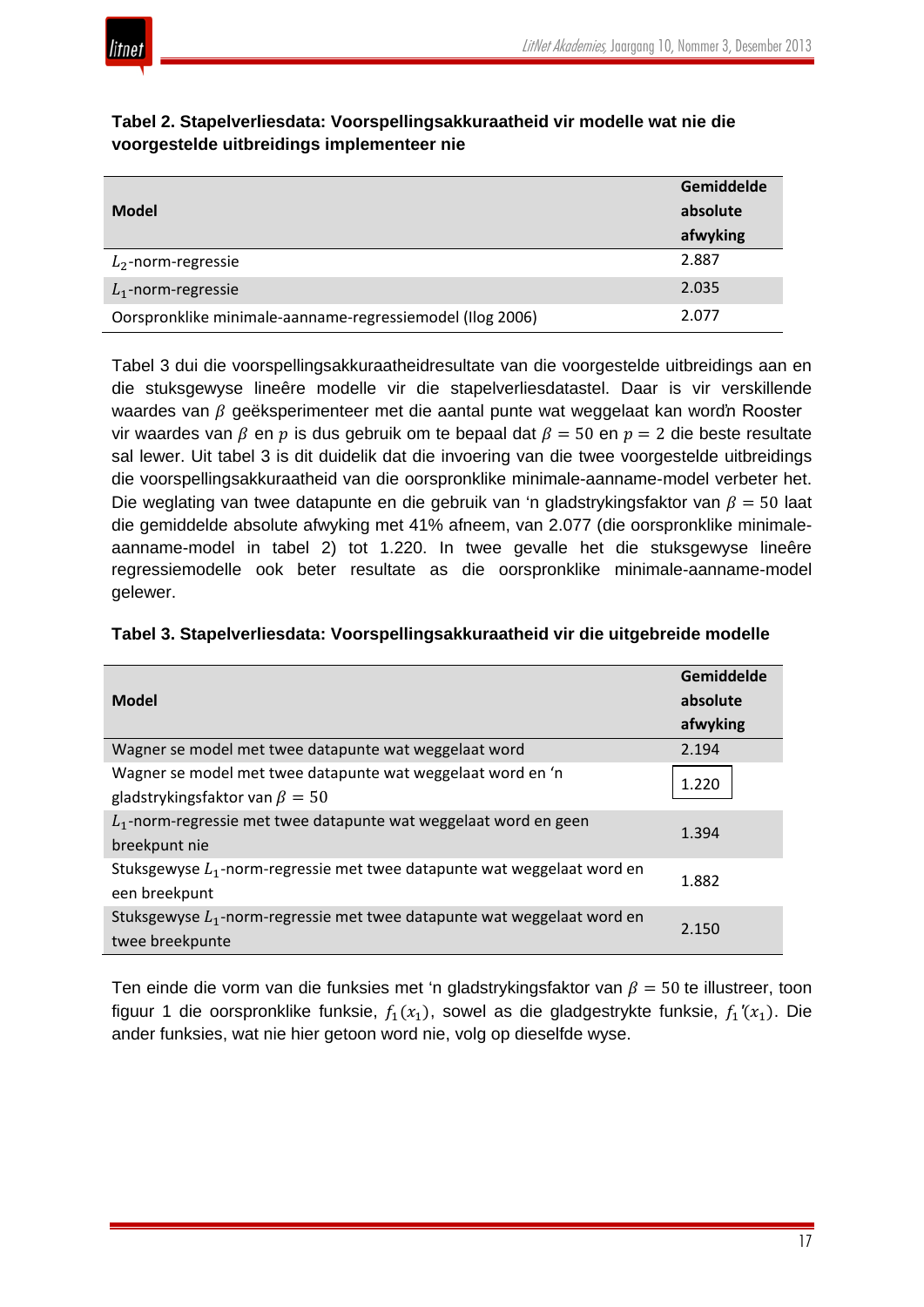**Tabel 2. Stapelverliesdata: Voorspellingsakkuraatheid vir modelle wat nie die voorgestelde uitbreidings implementeer nie**

| Model | Gemiddelde absolute afwyking |
|---|---|
| $L_2$-norm-regressie | 2.887 |
| $L_1$-norm-regressie | 2.035 |
| Oorspronklike minimale-aanname-regressiemodel (Ilog 2006) | 2.077 |

Tabel 3 dui die voorspellingsakkuraatheidresultate van die voorgestelde uitbreidings aan en die stuksgewyse lineêre modelle vir die stapelverliesdatastel. Daar is vir verskillende waardes van $\beta$ geëksperimenteer met die aantal punte wat weggelaat kan word'n Rooster vir waardes van $\beta$ en $p$ is dus gebruik om te bepaal dat $\beta = 50$ en $p = 2$ die beste resultate sal lewer. Uit tabel 3 is dit duidelik dat die invoering van die twee voorgestelde uitbreidings die voorspellingsakkuraatheid van die oorspronklike minimale-aanname-model verbeter het. Die weglating van twee datapunte en die gebruik van 'n gladstrykingsfaktor van $\beta = 50$ laat die gemiddelde absolute afwyking met 41% afneem, van 2.077 (die oorspronklike minimale-aanname-model in tabel 2) tot 1.220. In twee gevalle het die stuksgewyse lineêre regressiemodelle ook beter resultate as die oorspronklike minimale-aanname-model gelewer.

**Tabel 3. Stapelverliesdata: Voorspellingsakkuraatheid vir die uitgebreide modelle**

| Model | Gemiddelde absolute afwyking |
|---|---|
| Wagner se model met twee datapunte wat weggelaat word | 2.194 |
| Wagner se model met twee datapunte wat weggelaat word en 'n gladstrykingsfaktor van $\beta = 50$ | 1.220 |
| $L_1$-norm-regressie met twee datapunte wat weggelaat word en geen breekpunt nie | 1.394 |
| Stuksgewyse $L_1$-norm-regressie met twee datapunte wat weggelaat word en een breekpunt | 1.882 |
| Stuksgewyse $L_1$-norm-regressie met twee datapunte wat weggelaat word en twee breekpunte | 2.150 |

Ten einde die vorm van die funksies met 'n gladstrykingsfaktor van $\beta = 50$ te illustreer, toon figuur 1 die oorspronklike funksie, $f_1(x_1)$, sowel as die gladgestrykte funksie, $f_1'(x_1)$. Die ander funksies, wat nie hier getoon word nie, volg op dieselfde wyse.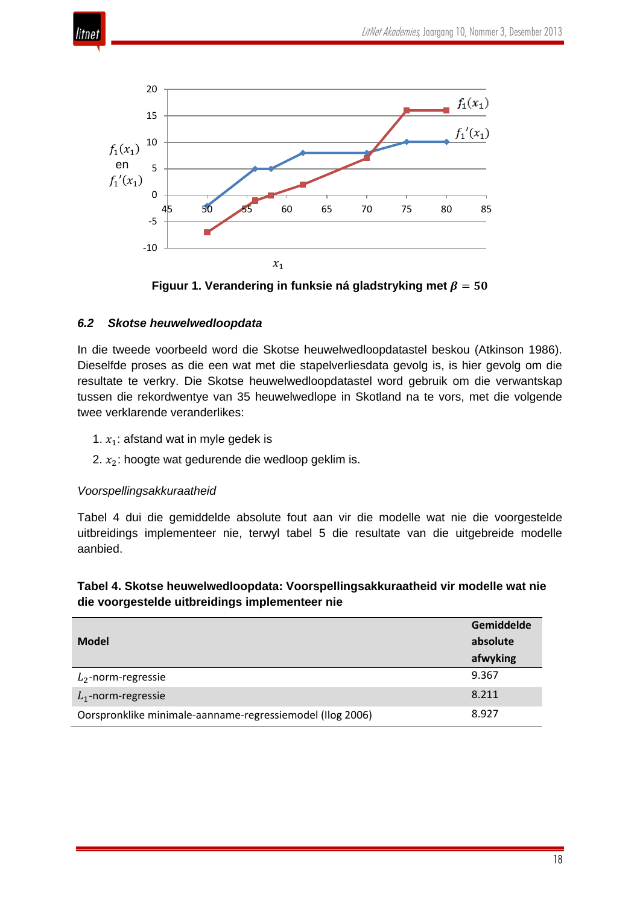Figuur 1. Verandering in funksie ná gladstryking met $\beta = 50$

### 6.2 *Skotse heuwelwedloopdata*

In die tweede voorbeeld word die Skotse heuwelwedloopdatastel beskou (Atkinson 1986). Dieselfde proses as die een wat met die stapelverliesdata gevolg is, is hier gevolg om die resultate te verkry. Die Skotse heuwelwedloopdatastel word gebruik om die verwantskap tussen die rekordwentye van 35 heuwelwedlope in Skotland na te vors, met die volgende twee verklarende veranderlikes:

1. $x_1$: afstand wat in myle gedek is
2. $x_2$: hoogte wat gedurende die wedloop geklim is.

*Voorspellingsakkuraatheid*

Tabel 4 dui die gemiddelde absolute fout aan vir die modelle wat nie die voorgestelde uitbreidings implementeer nie, terwyl tabel 5 die resultate van die uitgebreide modelle aanbied.

**Tabel 4. Skotse heuwelwedloopdata: Voorspellingsakkuraatheid vir modelle wat nie die voorgestelde uitbreidings implementeer nie**

| Model | Gemiddelde absolute afwyking |
|---|---|
| $L_2$-norm-regressie | 9.367 |
| $L_1$-norm-regressie | 8.211 |
| Oorspronklike minimale-aanname-regressiemodel (Ilog 2006) | 8.927 |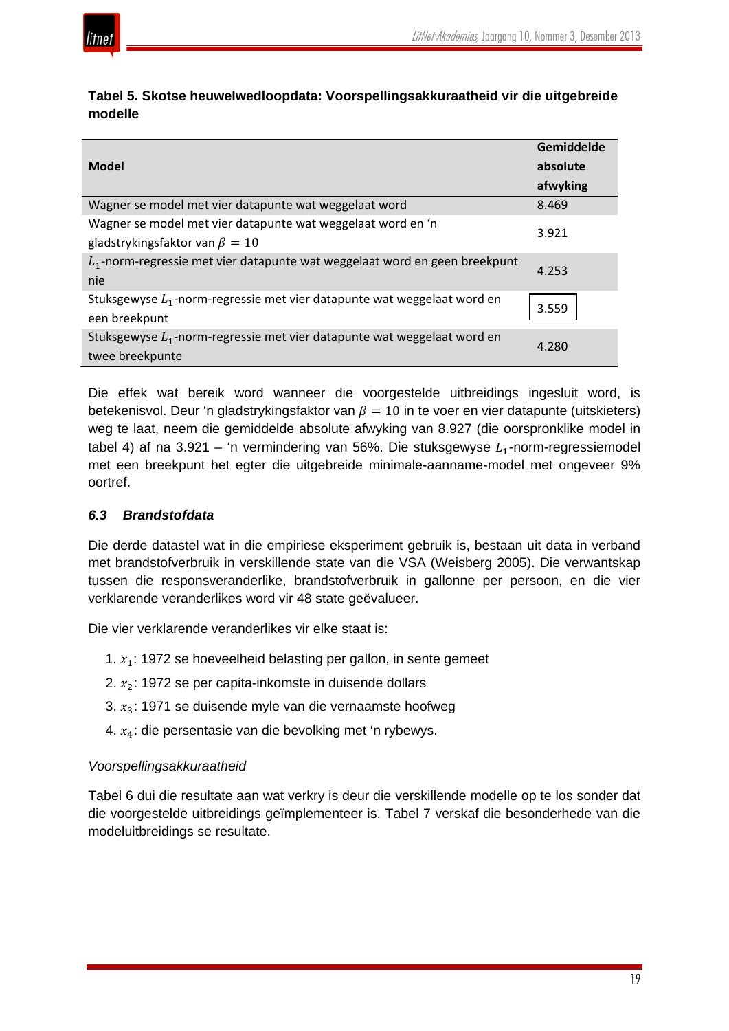**Tabel 5. Skotse heuwelwedloopdata: Voorspellingsakkuraatheid vir die uitgebreide modelle**

| Model | Gemiddelde absolute afwyking |
|---|---|
| Wagner se model met vier datapunte wat weggelaat word | 8.469 |
| Wagner se model met vier datapunte wat weggelaat word en 'n gladstrykingsfaktor van $\beta = 10$ | 3.921 |
| $L_1$-norm-regressie met vier datapunte wat weggelaat word en geen breekpunt nie | 4.253 |
| Stuksgewyse $L_1$-norm-regressie met vier datapunte wat weggelaat word en een breekpunt | 3.559 |
| Stuksgewyse $L_1$-norm-regressie met vier datapunte wat weggelaat word en twee breekpunte | 4.280 |

Die effek wat bereik word wanneer die voorgestelde uitbreidings ingesluit word, is betekenisvol. Deur 'n gladstrykingsfaktor van $\beta = 10$ in te voer en vier datapunte (uitskieters) weg te laat, neem die gemiddelde absolute afwyking van 8.927 (die oorspronklike model in tabel 4) af na 3.921 – 'n vermindering van 56%. Die stuksgewyse $L_1$-norm-regressiemodel met een breekpunt het egter die uitgebreide minimale-aanname-model met ongeveer 9% oortref.

### *6.3 Brandstofdata*

Die derde datastel wat in die empiriese eksperiment gebruik is, bestaan uit data in verband met brandstofverbruik in verskillende state van die VSA (Weisberg 2005). Die verwantskap tussen die responsveranderlike, brandstofverbruik in gallonne per persoon, en die vier verklarende veranderlikes word vir 48 state geëvalueer.

Die vier verklarende veranderlikes vir elke staat is:

1. $x_1$: 1972 se hoeveelheid belasting per gallon, in sente gemeet
2. $x_2$: 1972 se per capita-inkomste in duisende dollars
3. $x_3$: 1971 se duisende myle van die vernaamste hoofweg
4. $x_4$: die persentasie van die bevolking met 'n rybewys.

*Voorspellingsakkuraatheid*

Tabel 6 dui die resultate aan wat verkry is deur die verskillende modelle op te los sonder dat die voorgestelde uitbreidings geïmplementeer is. Tabel 7 verskaf die besonderhede van die modeluitbreidings se resultate.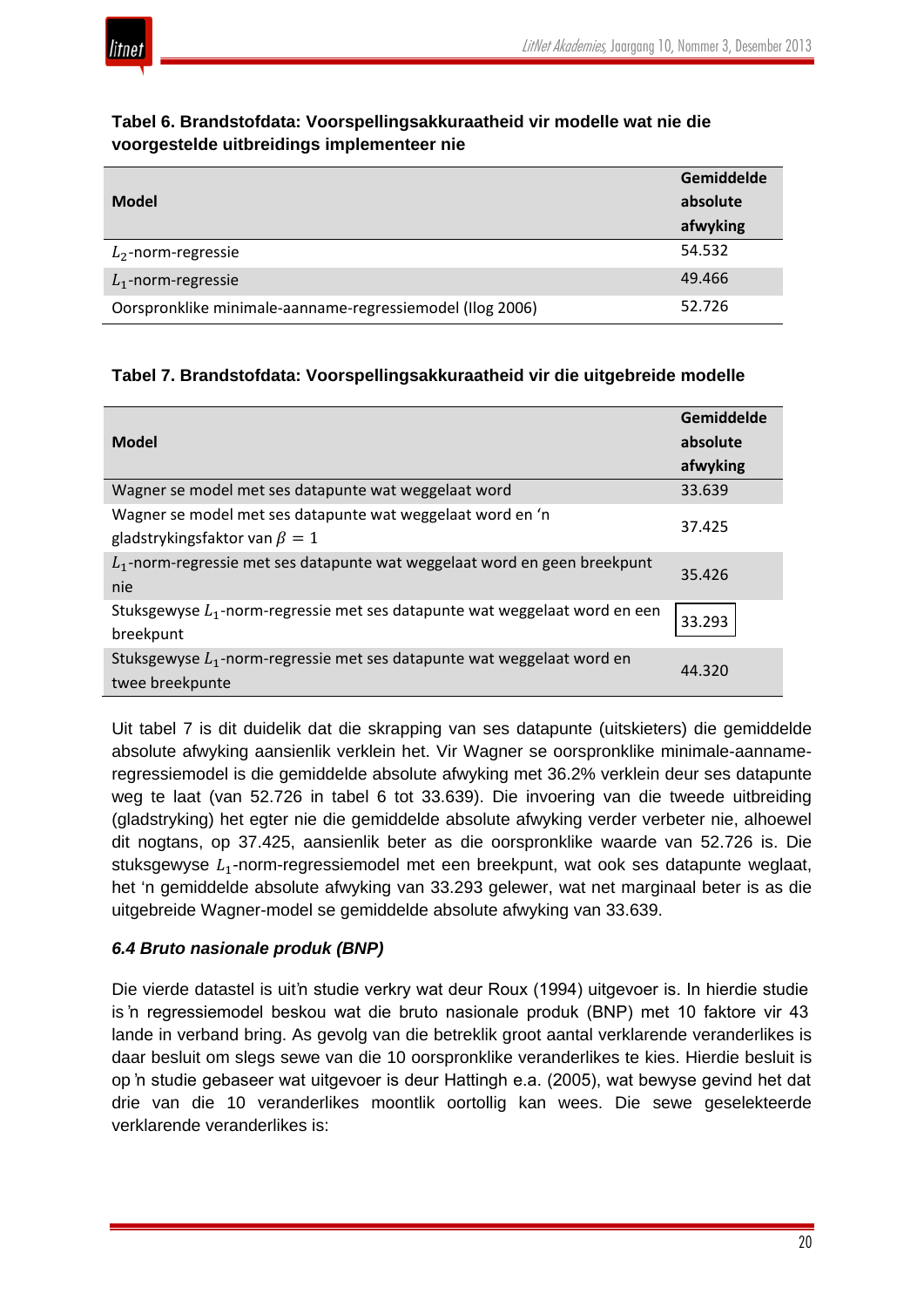**Tabel 6. Brandstofdata: Voorspellingsakkuraatheid vir modelle wat nie die voorgestelde uitbreidings implementeer nie**

| Model | Gemiddelde absolute afwyking |
|---|---|
| $L_2$-norm-regressie | 54.532 |
| $L_1$-norm-regressie | 49.466 |
| Oorspronklike minimale-aanname-regressiemodel (Ilog 2006) | 52.726 |

**Tabel 7. Brandstofdata: Voorspellingsakkuraatheid vir die uitgebreide modelle**

| Model | Gemiddelde absolute afwyking |
|---|---|
| Wagner se model met ses datapunte wat weggelaat word | 33.639 |
| Wagner se model met ses datapunte wat weggelaat word en 'n gladstrykingsfaktor van $\beta = 1$ | 37.425 |
| $L_1$-norm-regressie met ses datapunte wat weggelaat word en geen breekpunt nie | 35.426 |
| Stuksgewyse $L_1$-norm-regressie met ses datapunte wat weggelaat word en een breekpunt | 33.293 |
| Stuksgewyse $L_1$-norm-regressie met ses datapunte wat weggelaat word en twee breekpunte | 44.320 |

Uit tabel 7 is dit duidelik dat die skrapping van ses datapunte (uitskieters) die gemiddelde absolute afwyking aansienlik verklein het. Vir Wagner se oorspronklike minimale-aanname-regressiemodel is die gemiddelde absolute afwyking met 36.2% verklein deur ses datapunte weg te laat (van 52.726 in tabel 6 tot 33.639). Die invoering van die tweede uitbreiding (gladstryking) het egter nie die gemiddelde absolute afwyking verder verbeter nie, alhoewel dit nogtans, op 37.425, aansienlik beter as die oorspronklike waarde van 52.726 is. Die stuksgewyse $L_1$-norm-regressiemodel met een breekpunt, wat ook ses datapunte weglaat, het 'n gemiddelde absolute afwyking van 33.293 gelewer, wat net marginaal beter is as die uitgebreide Wagner-model se gemiddelde absolute afwyking van 33.639.

### *6.4 Bruto nasionale produk (BNP)*

Die vierde datastel is uit'n studie verkry wat deur Roux (1994) uitgevoer is. In hierdie studie is 'n regressiemodel beskou wat die bruto nasionale produk (BNP) met 10 faktore vir 43 lande in verband bring. As gevolg van die betreklik groot aantal verklarende veranderlikes is daar besluit om slegs sewe van die 10 oorspronklike veranderlikes te kies. Hierdie besluit is op 'n studie gebaseer wat uitgevoer is deur Hattingh e.a. (2005), wat bewyse gevind het dat drie van die 10 veranderlikes moontlik oortollig kan wees. Die sewe geselekteerde verklarende veranderlikes is: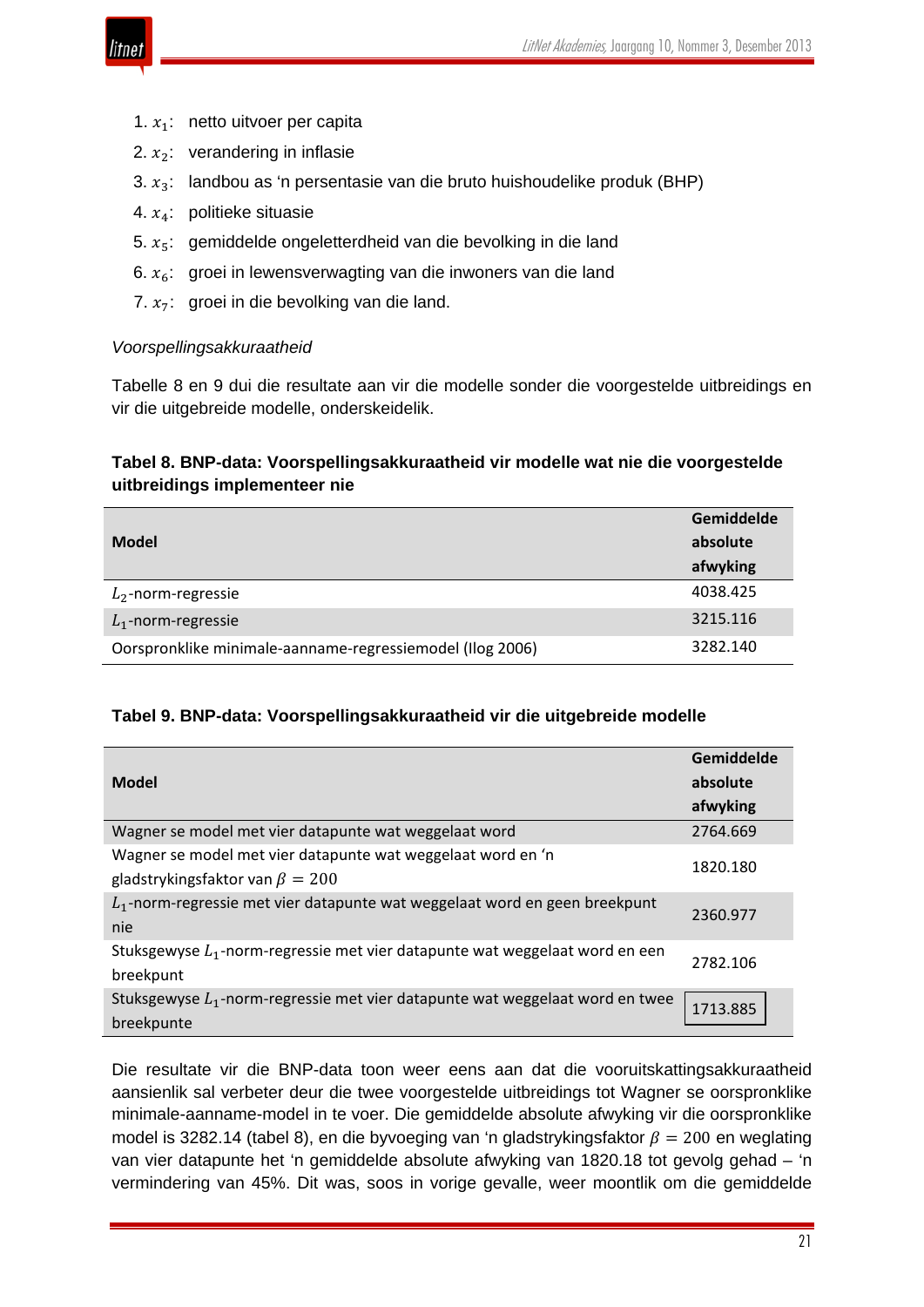1. $x_1$: netto uitvoer per capita
2. $x_2$: verandering in inflasie
3. $x_3$: landbou as 'n persentasie van die bruto huishoudelike produk (BHP)
4. $x_4$: politieke situasie
5. $x_5$: gemiddelde ongeletterdheid van die bevolking in die land
6. $x_6$: groei in lewensverwagting van die inwoners van die land
7. $x_7$: groei in die bevolking van die land.

*Voorspellingsakkuraatheid*

Tabelle 8 en 9 dui die resultate aan vir die modelle sonder die voorgestelde uitbreidings en vir die uitgebreide modelle, onderskeidelik.

**Tabel 8. BNP-data: Voorspellingsakkuraatheid vir modelle wat nie die voorgestelde uitbreidings implementeer nie**

| Model | Gemiddelde absolute afwyking |
|---|---|
| $L_2$-norm-regressie | 4038.425 |
| $L_1$-norm-regressie | 3215.116 |
| Oorspronklike minimale-aanname-regressiemodel (Ilog 2006) | 3282.140 |

**Tabel 9. BNP-data: Voorspellingsakkuraatheid vir die uitgebreide modelle**

| Model | Gemiddelde absolute afwyking |
|---|---|
| Wagner se model met vier datapunte wat weggelaat word | 2764.669 |
| Wagner se model met vier datapunte wat weggelaat word en 'n gladstrykingsfaktor van $\beta = 200$ | 1820.180 |
| $L_1$-norm-regressie met vier datapunte wat weggelaat word en geen breekpunt nie | 2360.977 |
| Stuksgewyse $L_1$-norm-regressie met vier datapunte wat weggelaat word en een breekpunt | 2782.106 |
| Stuksgewyse $L_1$-norm-regressie met vier datapunte wat weggelaat word en twee breekpunte | 1713.885 |

Die resultate vir die BNP-data toon weer eens aan dat die vooruitskattingsakkuraatheid aansienlik sal verbeter deur die twee voorgestelde uitbreidings tot Wagner se oorspronklike minimale-aanname-model in te voer. Die gemiddelde absolute afwyking vir die oorspronklike model is 3282.14 (tabel 8), en die byvoeging van 'n gladstrykingsfaktor $\beta = 200$ en weglating van vier datapunte het 'n gemiddelde absolute afwyking van 1820.18 tot gevolg gehad – 'n vermindering van 45%. Dit was, soos in vorige gevalle, weer moontlik om die gemiddelde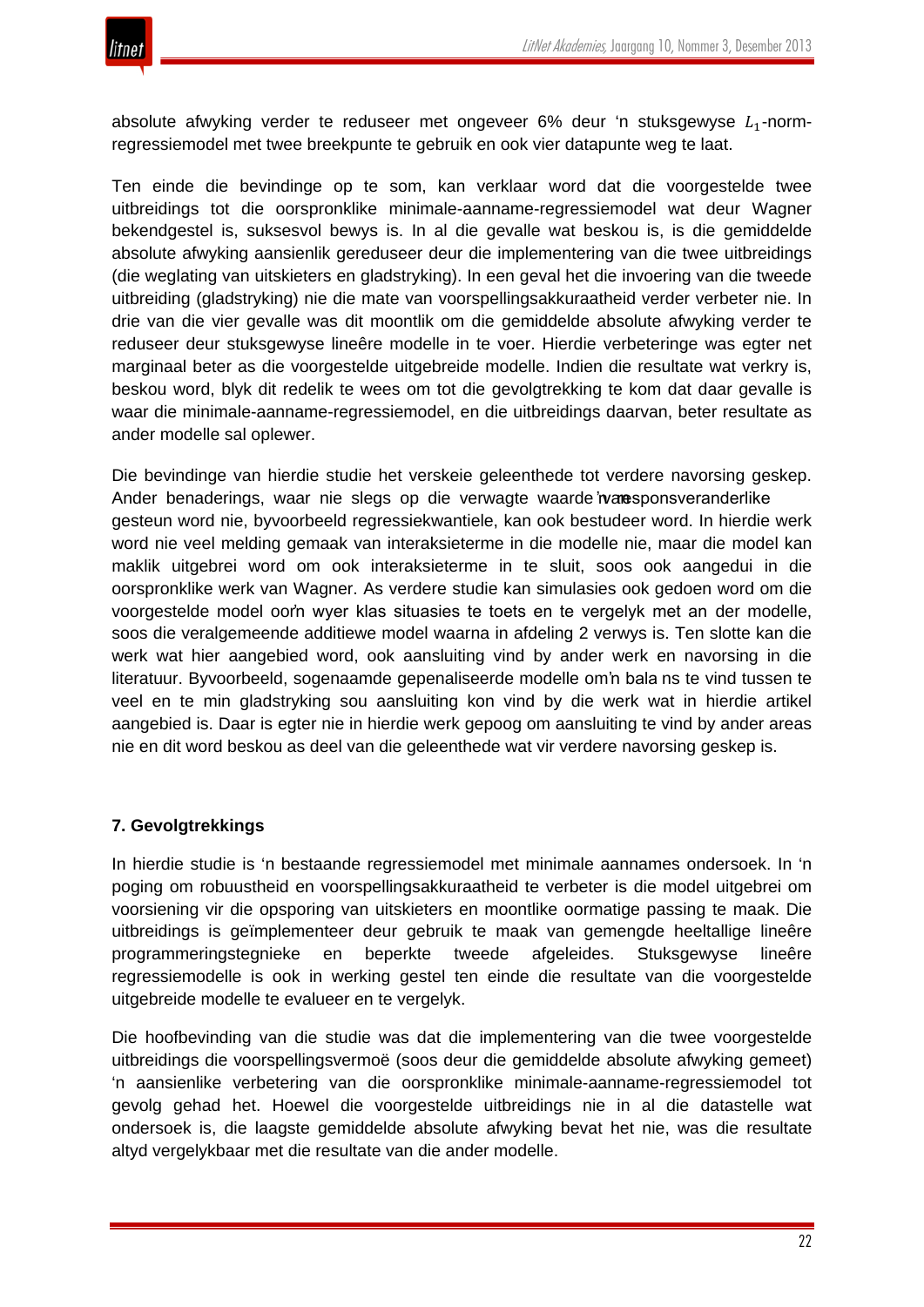absolute afwyking verder te reduseer met ongeveer 6% deur 'n stuksgewyse $L_1$-norm-regressiemodel met twee breekpunte te gebruik en ook vier datapunte weg te laat.

Ten einde die bevindinge op te som, kan verklaar word dat die voorgestelde twee uitbreidings tot die oorspronklike minimale-aanname-regressiemodel wat deur Wagner bekendgestel is, suksesvol bewys is. In al die gevalle wat beskou is, is die gemiddelde absolute afwyking aansienlik gereduseer deur die implementering van die twee uitbreidings (die weglating van uitskieters en gladstryking). In een geval het die invoering van die tweede uitbreiding (gladstryking) nie die mate van voorspellingsakkuraatheid verder verbeter nie. In drie van die vier gevalle was dit moontlik om die gemiddelde absolute afwyking verder te reduseer deur stuksgewyse lineêre modelle in te voer. Hierdie verbeteringe was egter net marginaal beter as die voorgestelde uitgebreide modelle. Indien die resultate wat verkry is, beskou word, blyk dit redelik te wees om tot die gevolgtrekking te kom dat daar gevalle is waar die minimale-aanname-regressiemodel, en die uitbreidings daarvan, beter resultate as ander modelle sal oplewer.

Die bevindinge van hierdie studie het verskeie geleenthede tot verdere navorsing geskep. Ander benaderings, waar nie slegs op die verwagte waarde van 'n responsveranderlike gesteun word nie, byvoorbeeld regressiekwantiele, kan ook bestudeer word. In hierdie werk word nie veel melding gemaak van interaksieterme in die modelle nie, maar die model kan maklik uitgebrei word om ook interaksieterme in te sluit, soos ook aangedui in die oorspronklike werk van Wagner. As verdere studie kan simulasies ook gedoen word om die voorgestelde model oor 'n wyer klas situasies te toets en te vergelyk met ander modelle, soos die veralgemeende additiewe model waarna in afdeling 2 verwys is. Ten slotte kan die werk wat hier aangebied word, ook aansluiting vind by ander werk en navorsing in die literatuur. Byvoorbeeld, sogenaamde gepenaliseerde modelle om 'n balans te vind tussen te veel en te min gladstryking sou aansluiting kon vind by die werk wat in hierdie artikel aangebied is. Daar is egter nie in hierdie werk gepoog om aansluiting te vind by ander areas nie en dit word beskou as deel van die geleenthede wat vir verdere navorsing geskep is.

## 7. Gevolgtrekkings

In hierdie studie is 'n bestaande regressiemodel met minimale aannames ondersoek. In 'n poging om robuustheid en voorspellingsakkuraatheid te verbeter is die model uitgebrei om voorsiening vir die opsporing van uitskieters en moontlike oormatige passing te maak. Die uitbreidings is geïmplementeer deur gebruik te maak van gemengde heeltallige lineêre programmeringstegnieke en beperkte tweede afgeleides. Stuksgewyse lineêre regressiemodelle is ook in werking gestel ten einde die resultate van die voorgestelde uitgebreide modelle te evalueer en te vergelyk.

Die hoofbevinding van die studie was dat die implementering van die twee voorgestelde uitbreidings die voorspellingsvermoë (soos deur die gemiddelde absolute afwyking gemeet) 'n aansienlike verbetering van die oorspronklike minimale-aanname-regressiemodel tot gevolg gehad het. Hoewel die voorgestelde uitbreidings nie in al die datastelle wat ondersoek is, die laagste gemiddelde absolute afwyking bevat het nie, was die resultate altyd vergelykbaar met die resultate van die ander modelle.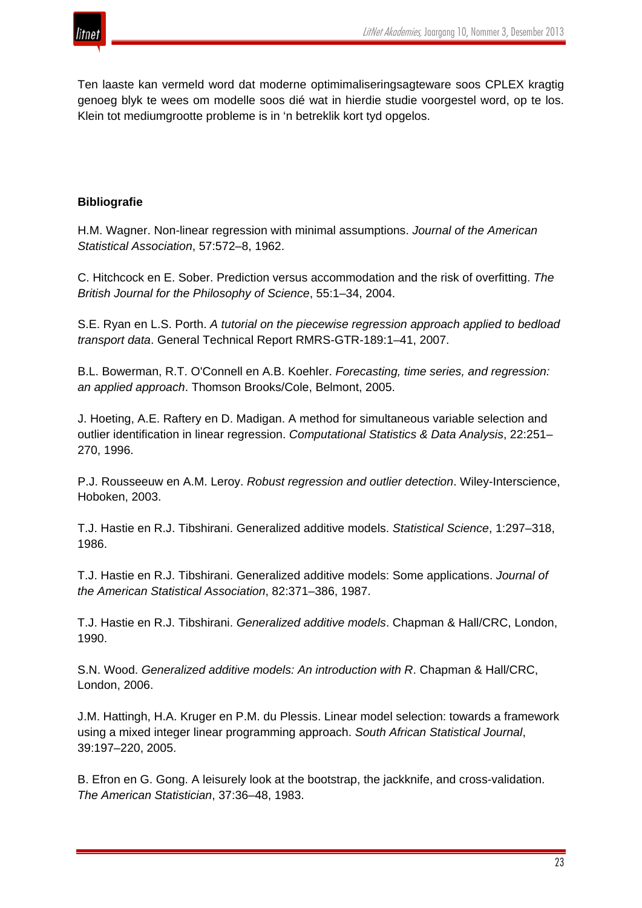Ten laaste kan vermeld word dat moderne optimimaliseringsagteware soos CPLEX kragtig genoeg blyk te wees om modelle soos dié wat in hierdie studie voorgestel word, op te los. Klein tot mediumgrootte probleme is in 'n betreklik kort tyd opgelos.

**Bibliografie**

H.M. Wagner. Non-linear regression with minimal assumptions. *Journal of the American Statistical Association*, 57:572–8, 1962.

C. Hitchcock en E. Sober. Prediction versus accommodation and the risk of overfitting. *The British Journal for the Philosophy of Science*, 55:1–34, 2004.

S.E. Ryan en L.S. Porth. *A tutorial on the piecewise regression approach applied to bedload transport data*. General Technical Report RMRS-GTR-189:1–41, 2007.

B.L. Bowerman, R.T. O'Connell en A.B. Koehler. *Forecasting, time series, and regression: an applied approach*. Thomson Brooks/Cole, Belmont, 2005.

J. Hoeting, A.E. Raftery en D. Madigan. A method for simultaneous variable selection and outlier identification in linear regression. *Computational Statistics & Data Analysis*, 22:251–270, 1996.

P.J. Rousseeuw en A.M. Leroy. *Robust regression and outlier detection*. Wiley-Interscience, Hoboken, 2003.

T.J. Hastie en R.J. Tibshirani. Generalized additive models. *Statistical Science*, 1:297–318, 1986.

T.J. Hastie en R.J. Tibshirani. Generalized additive models: Some applications. *Journal of the American Statistical Association*, 82:371–386, 1987.

T.J. Hastie en R.J. Tibshirani. *Generalized additive models*. Chapman & Hall/CRC, London, 1990.

S.N. Wood. *Generalized additive models: An introduction with R*. Chapman & Hall/CRC, London, 2006.

J.M. Hattingh, H.A. Kruger en P.M. du Plessis. Linear model selection: towards a framework using a mixed integer linear programming approach. *South African Statistical Journal*, 39:197–220, 2005.

B. Efron en G. Gong. A leisurely look at the bootstrap, the jackknife, and cross-validation. *The American Statistician*, 37:36–48, 1983.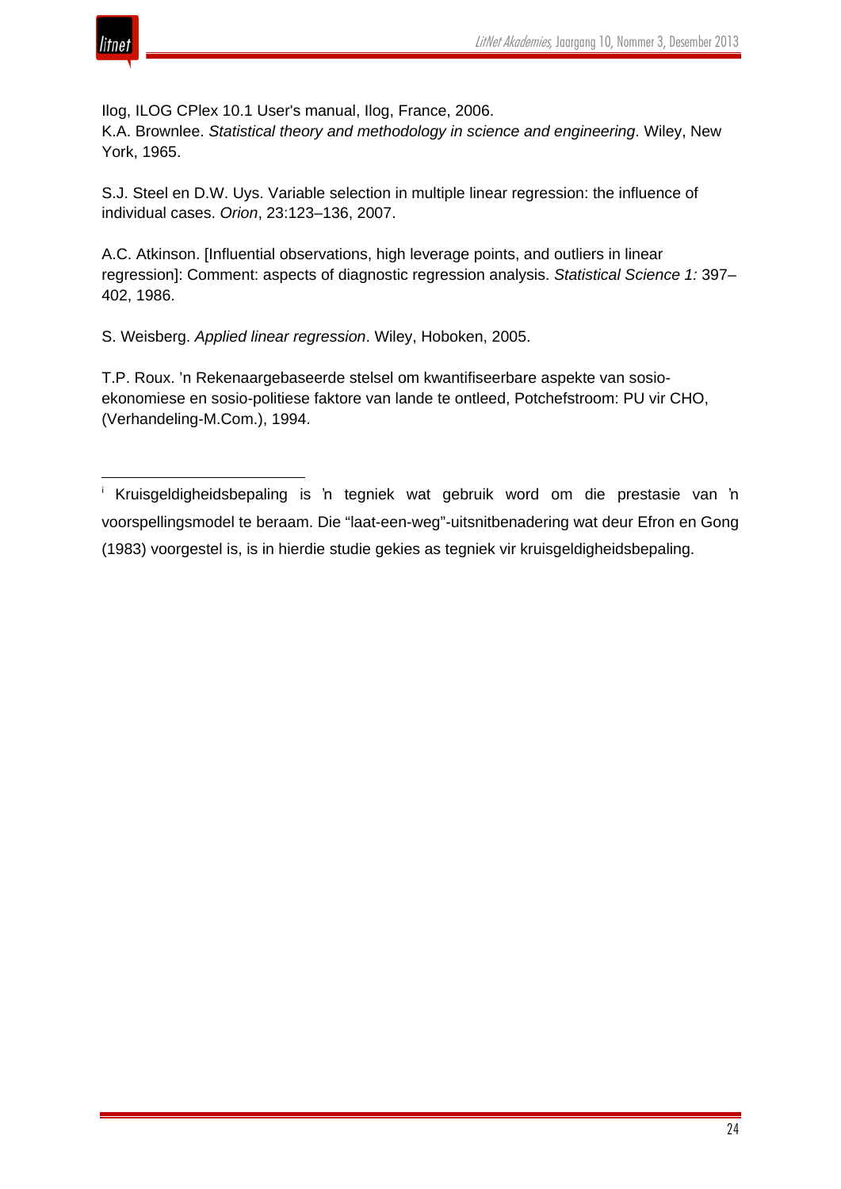Ilog, ILOG CPlex 10.1 User's manual, Ilog, France, 2006.

K.A. Brownlee. *Statistical theory and methodology in science and engineering*. Wiley, New York, 1965.

S.J. Steel en D.W. Uys. Variable selection in multiple linear regression: the influence of individual cases. *Orion*, 23:123–136, 2007.

A.C. Atkinson. [Influential observations, high leverage points, and outliers in linear regression]: Comment: aspects of diagnostic regression analysis. *Statistical Science 1:* 397–402, 1986.

S. Weisberg. *Applied linear regression*. Wiley, Hoboken, 2005.

T.P. Roux. ’n Rekenaargebaseerde stelsel om kwantifiseerbare aspekte van sosio-ekonomiese en sosio-politiese faktore van lande te ontleed, Potchefstroom: PU vir CHO, (Verhandeling-M.Com.), 1994.

---

[i] Kruisgeldigheidsbepaling is ’n tegniek wat gebruik word om die prestasie van ’n voorspellingsmodel te beraam. Die “laat-een-weg”-uitsnitbenadering wat deur Efron en Gong (1983) voorgestel is, is in hierdie studie gekies as tegniek vir kruisgeldigheidsbepaling.